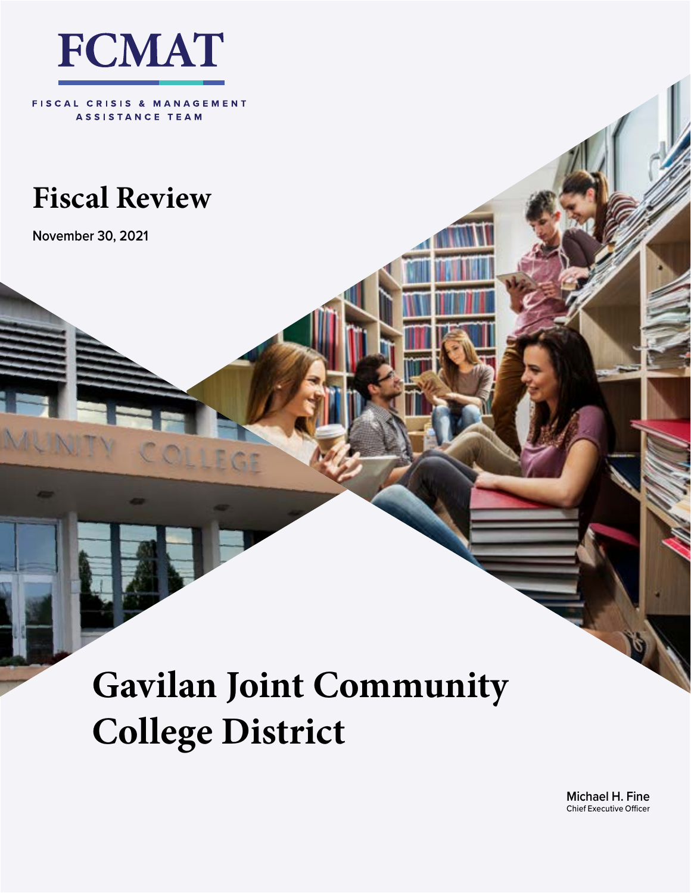# FCMAT

FISCAL CRISIS & MANAGEMENT ASSISTANCE TEAM

## Fiscal Review

November 30, 2021

# Gavilan Joint Community College District

Michael H. Fine
Chief Executive Officer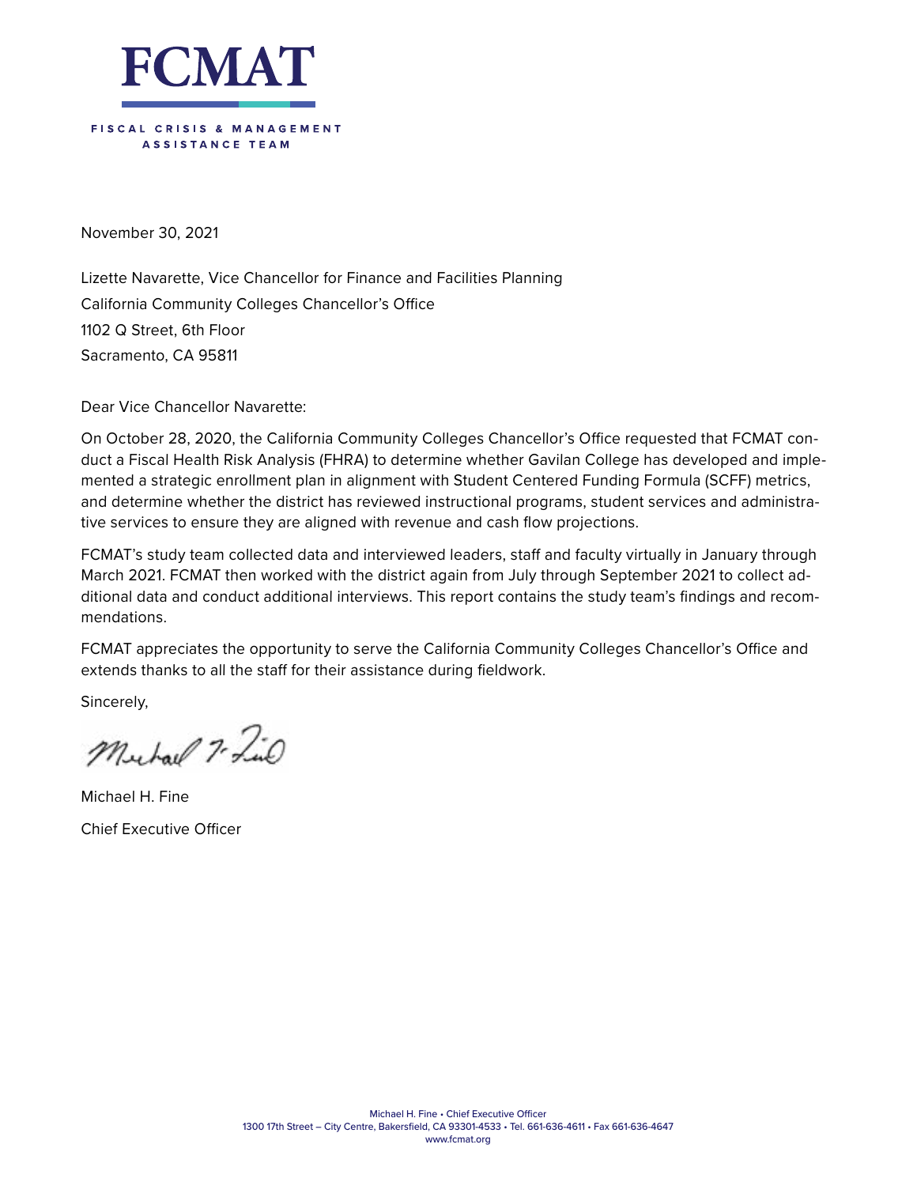# FCMAT

FISCAL CRISIS & MANAGEMENT ASSISTANCE TEAM

November 30, 2021

Lizette Navarette, Vice Chancellor for Finance and Facilities Planning
California Community Colleges Chancellor's Office
1102 Q Street, 6th Floor
Sacramento, CA 95811

Dear Vice Chancellor Navarette:

On October 28, 2020, the California Community Colleges Chancellor's Office requested that FCMAT conduct a Fiscal Health Risk Analysis (FHRA) to determine whether Gavilan College has developed and implemented a strategic enrollment plan in alignment with Student Centered Funding Formula (SCFF) metrics, and determine whether the district has reviewed instructional programs, student services and administrative services to ensure they are aligned with revenue and cash flow projections.

FCMAT's study team collected data and interviewed leaders, staff and faculty virtually in January through March 2021. FCMAT then worked with the district again from July through September 2021 to collect additional data and conduct additional interviews. This report contains the study team's findings and recommendations.

FCMAT appreciates the opportunity to serve the California Community Colleges Chancellor's Office and extends thanks to all the staff for their assistance during fieldwork.

Sincerely,

Michael H. Fine
Chief Executive Officer

Michael H. Fine • Chief Executive Officer
1300 17th Street – City Centre, Bakersfield, CA 93301-4533 • Tel. 661-636-4611 • Fax 661-636-4647
www.fcmat.org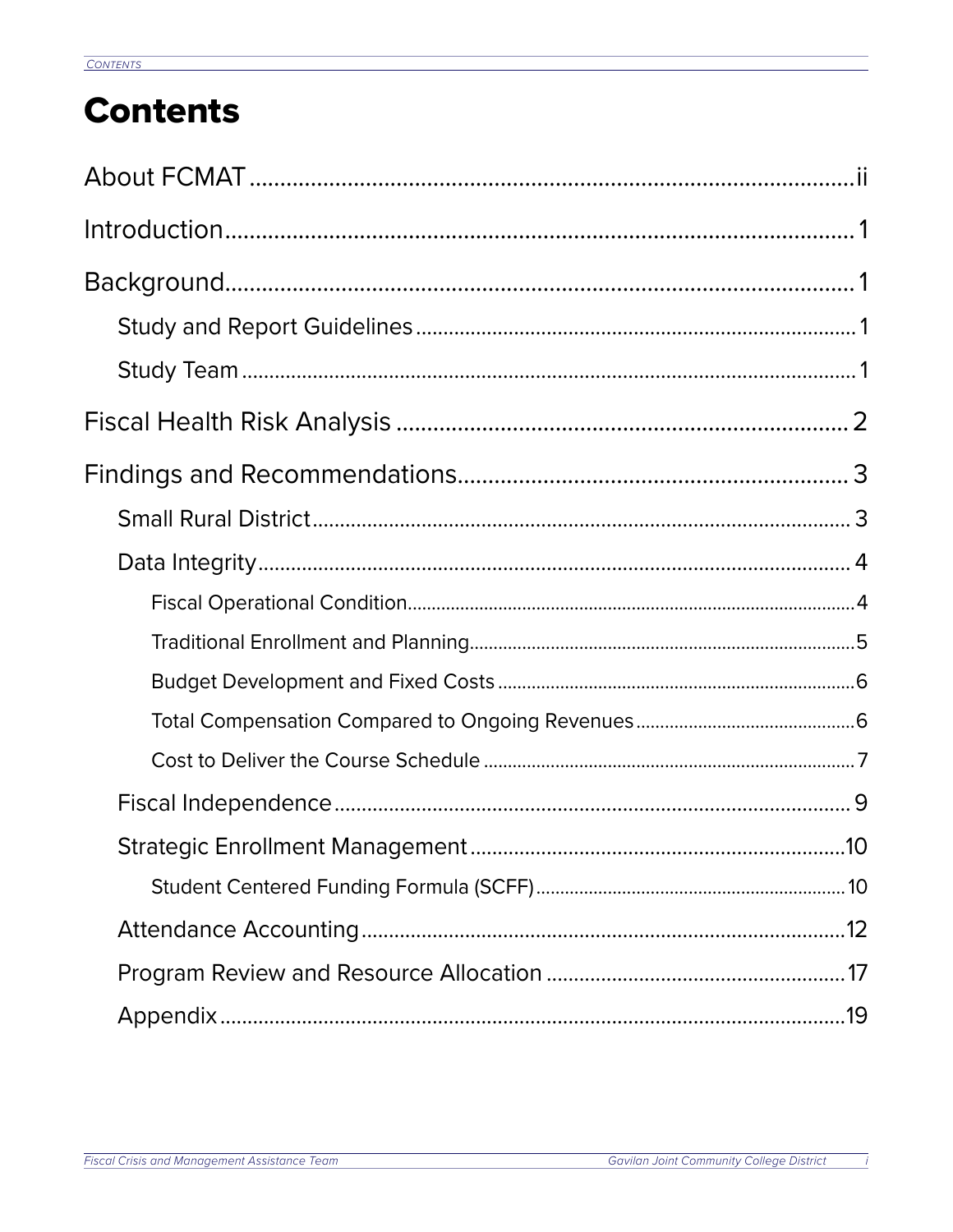# Contents

About FCMAT ........................................................................................ii

Introduction........................................................................................ 1

Background.......................................................................................... 1

- Study and Report Guidelines .................................................................... 1
- Study Team ........................................................................................ 1

Fiscal Health Risk Analysis ........................................................................ 2

Findings and Recommendations................................................................ 3

- Small Rural District.................................................................................. 3
- Data Integrity.......................................................................................... 4
  - Fiscal Operational Condition............................................................. 4
  - Traditional Enrollment and Planning................................................ 5
  - Budget Development and Fixed Costs ............................................ 6
  - Total Compensation Compared to Ongoing Revenues ................... 6
  - Cost to Deliver the Course Schedule .............................................. 7
- Fiscal Independence ................................................................................ 9
- Strategic Enrollment Management ........................................................10
  - Student Centered Funding Formula (SCFF) .................................. 10
- Attendance Accounting ...........................................................................12
- Program Review and Resource Allocation ............................................17
- Appendix .................................................................................................19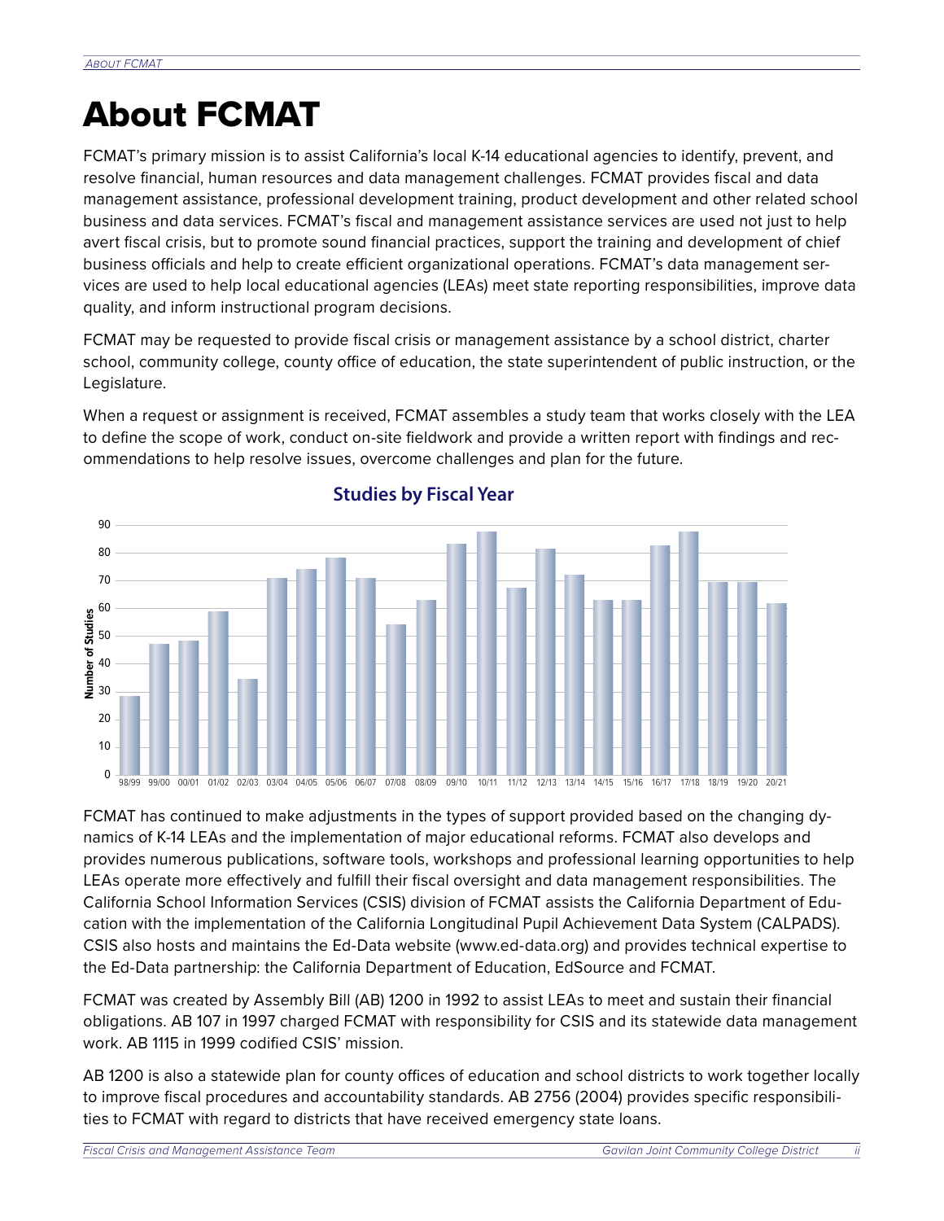# About FCMAT

FCMAT's primary mission is to assist California's local K-14 educational agencies to identify, prevent, and resolve financial, human resources and data management challenges. FCMAT provides fiscal and data management assistance, professional development training, product development and other related school business and data services. FCMAT's fiscal and management assistance services are used not just to help avert fiscal crisis, but to promote sound financial practices, support the training and development of chief business officials and help to create efficient organizational operations. FCMAT's data management services are used to help local educational agencies (LEAs) meet state reporting responsibilities, improve data quality, and inform instructional program decisions.

FCMAT may be requested to provide fiscal crisis or management assistance by a school district, charter school, community college, county office of education, the state superintendent of public instruction, or the Legislature.

When a request or assignment is received, FCMAT assembles a study team that works closely with the LEA to define the scope of work, conduct on-site fieldwork and provide a written report with findings and recommendations to help resolve issues, overcome challenges and plan for the future.

**Studies by Fiscal Year**

| Fiscal Year | Number of Studies |
|---|---|
| 98/99 | 28 |
| 99/00 | 47 |
| 00/01 | 48 |
| 01/02 | 59 |
| 02/03 | 34 |
| 03/04 | 71 |
| 04/05 | 74 |
| 05/06 | 78 |
| 06/07 | 71 |
| 07/08 | 54 |
| 08/09 | 63 |
| 09/10 | 83 |
| 10/11 | 88 |
| 11/12 | 67 |
| 12/13 | 81 |
| 13/14 | 72 |
| 14/15 | 63 |
| 15/16 | 63 |
| 16/17 | 83 |
| 17/18 | 88 |
| 18/19 | 69 |
| 19/20 | 69 |
| 20/21 | 62 |

FCMAT has continued to make adjustments in the types of support provided based on the changing dynamics of K-14 LEAs and the implementation of major educational reforms. FCMAT also develops and provides numerous publications, software tools, workshops and professional learning opportunities to help LEAs operate more effectively and fulfill their fiscal oversight and data management responsibilities. The California School Information Services (CSIS) division of FCMAT assists the California Department of Education with the implementation of the California Longitudinal Pupil Achievement Data System (CALPADS). CSIS also hosts and maintains the Ed-Data website (www.ed-data.org) and provides technical expertise to the Ed-Data partnership: the California Department of Education, EdSource and FCMAT.

FCMAT was created by Assembly Bill (AB) 1200 in 1992 to assist LEAs to meet and sustain their financial obligations. AB 107 in 1997 charged FCMAT with responsibility for CSIS and its statewide data management work. AB 1115 in 1999 codified CSIS' mission.

AB 1200 is also a statewide plan for county offices of education and school districts to work together locally to improve fiscal procedures and accountability standards. AB 2756 (2004) provides specific responsibilities to FCMAT with regard to districts that have received emergency state loans.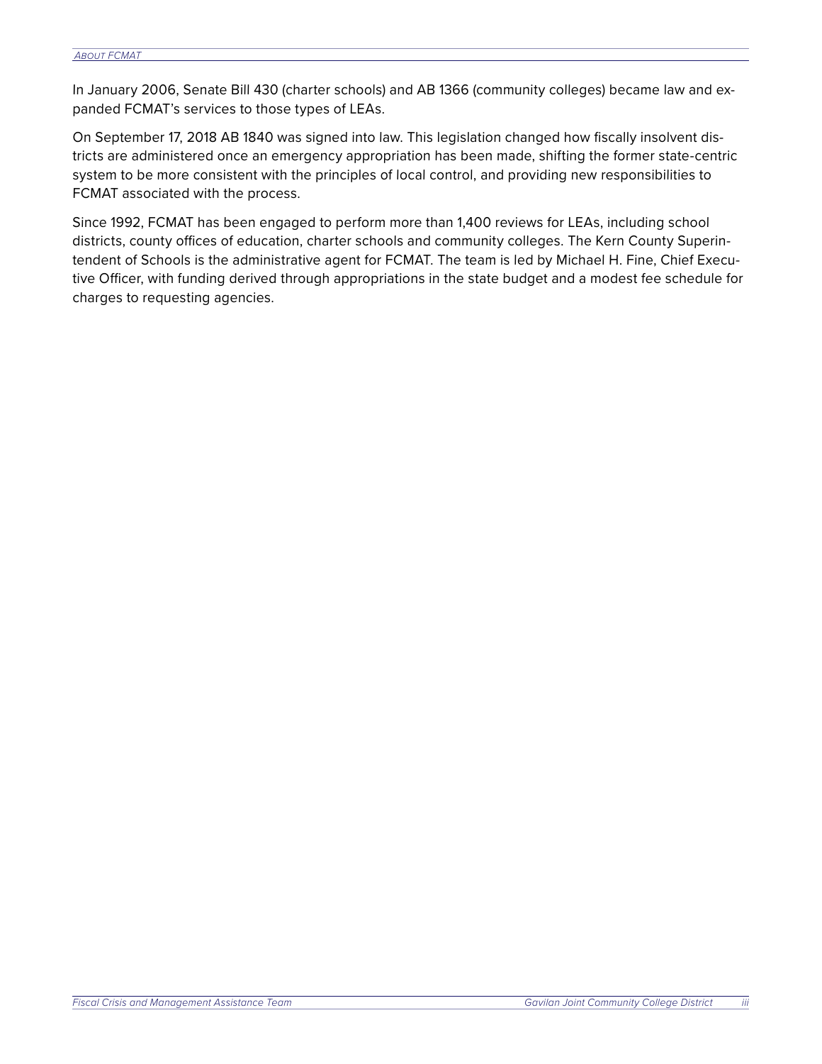In January 2006, Senate Bill 430 (charter schools) and AB 1366 (community colleges) became law and expanded FCMAT's services to those types of LEAs.

On September 17, 2018 AB 1840 was signed into law. This legislation changed how fiscally insolvent districts are administered once an emergency appropriation has been made, shifting the former state-centric system to be more consistent with the principles of local control, and providing new responsibilities to FCMAT associated with the process.

Since 1992, FCMAT has been engaged to perform more than 1,400 reviews for LEAs, including school districts, county offices of education, charter schools and community colleges. The Kern County Superintendent of Schools is the administrative agent for FCMAT. The team is led by Michael H. Fine, Chief Executive Officer, with funding derived through appropriations in the state budget and a modest fee schedule for charges to requesting agencies.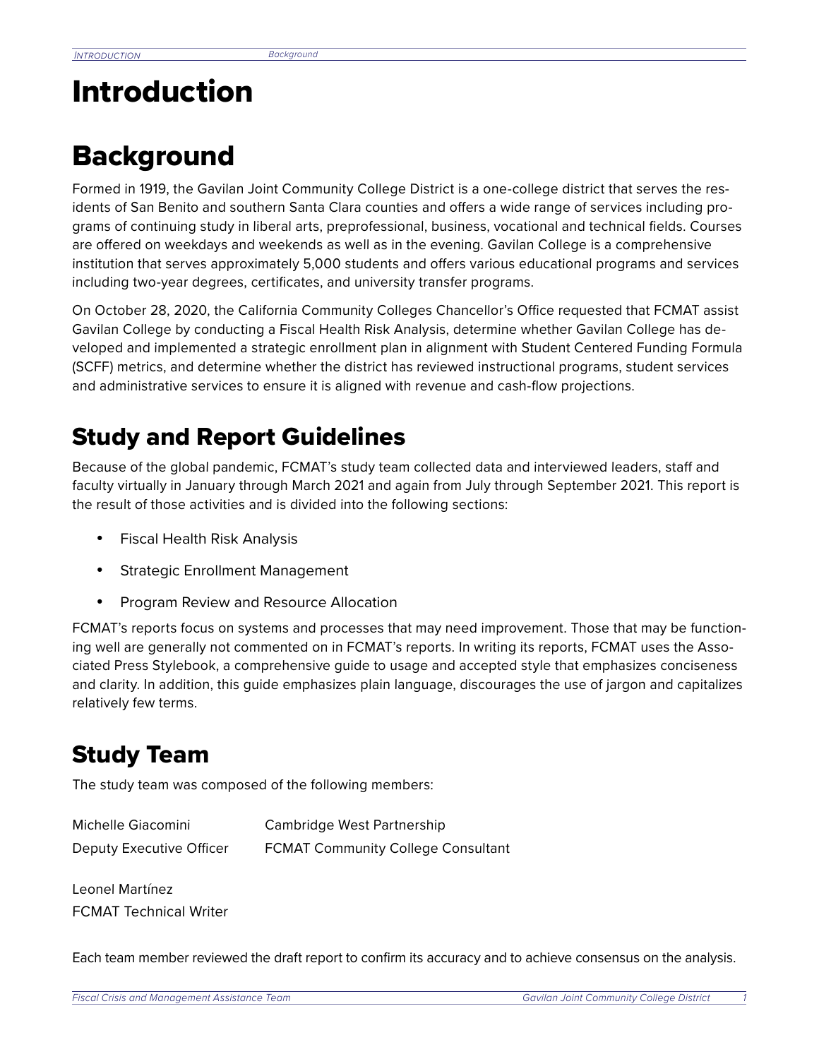# Introduction

# Background

Formed in 1919, the Gavilan Joint Community College District is a one-college district that serves the residents of San Benito and southern Santa Clara counties and offers a wide range of services including programs of continuing study in liberal arts, preprofessional, business, vocational and technical fields. Courses are offered on weekdays and weekends as well as in the evening. Gavilan College is a comprehensive institution that serves approximately 5,000 students and offers various educational programs and services including two-year degrees, certificates, and university transfer programs.

On October 28, 2020, the California Community Colleges Chancellor's Office requested that FCMAT assist Gavilan College by conducting a Fiscal Health Risk Analysis, determine whether Gavilan College has developed and implemented a strategic enrollment plan in alignment with Student Centered Funding Formula (SCFF) metrics, and determine whether the district has reviewed instructional programs, student services and administrative services to ensure it is aligned with revenue and cash-flow projections.

## Study and Report Guidelines

Because of the global pandemic, FCMAT's study team collected data and interviewed leaders, staff and faculty virtually in January through March 2021 and again from July through September 2021. This report is the result of those activities and is divided into the following sections:

- Fiscal Health Risk Analysis
- Strategic Enrollment Management
- Program Review and Resource Allocation

FCMAT's reports focus on systems and processes that may need improvement. Those that may be functioning well are generally not commented on in FCMAT's reports. In writing its reports, FCMAT uses the Associated Press Stylebook, a comprehensive guide to usage and accepted style that emphasizes conciseness and clarity. In addition, this guide emphasizes plain language, discourages the use of jargon and capitalizes relatively few terms.

## Study Team

The study team was composed of the following members:

Michelle Giacomini
Deputy Executive Officer

Cambridge West Partnership
FCMAT Community College Consultant

Leonel Martínez
FCMAT Technical Writer

Each team member reviewed the draft report to confirm its accuracy and to achieve consensus on the analysis.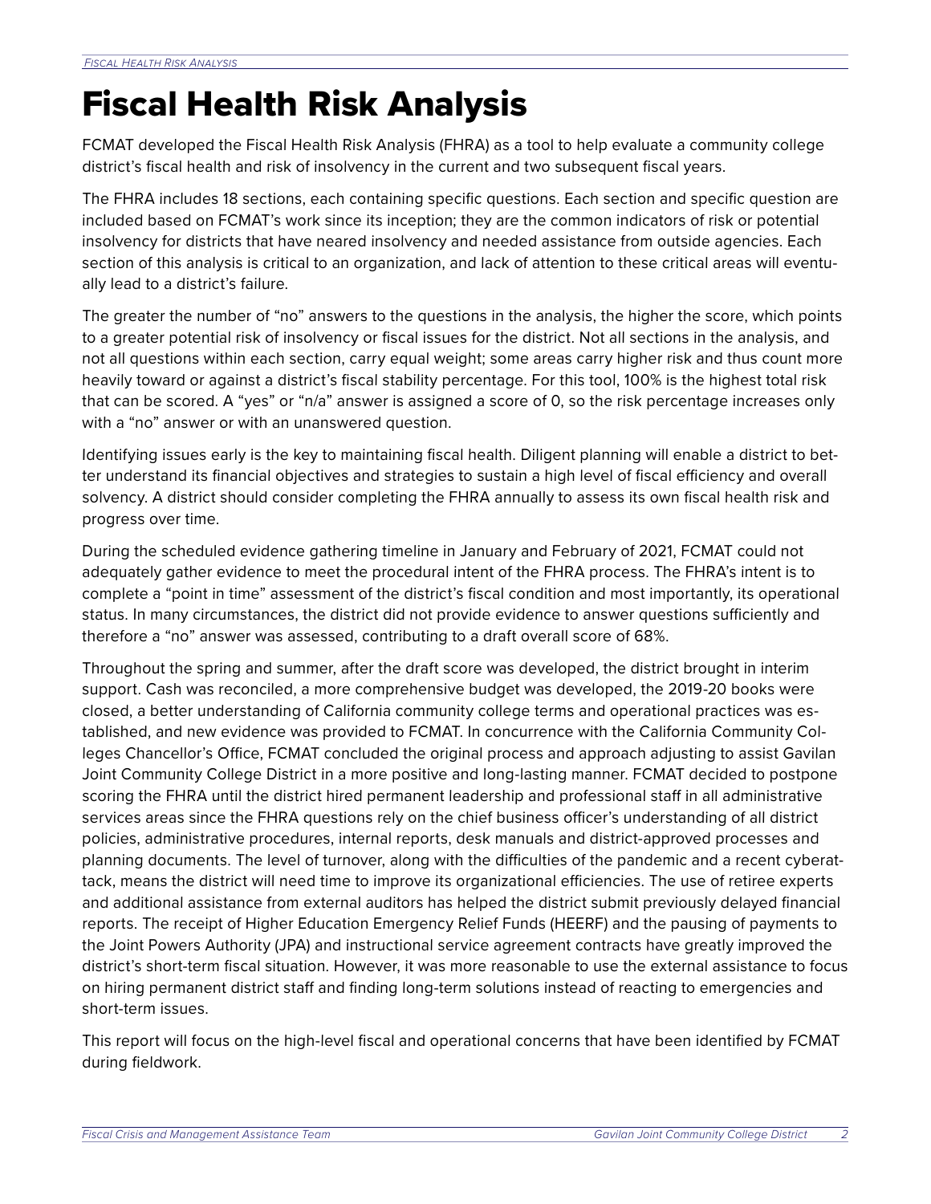# Fiscal Health Risk Analysis

FCMAT developed the Fiscal Health Risk Analysis (FHRA) as a tool to help evaluate a community college district's fiscal health and risk of insolvency in the current and two subsequent fiscal years.

The FHRA includes 18 sections, each containing specific questions. Each section and specific question are included based on FCMAT's work since its inception; they are the common indicators of risk or potential insolvency for districts that have neared insolvency and needed assistance from outside agencies. Each section of this analysis is critical to an organization, and lack of attention to these critical areas will eventually lead to a district's failure.

The greater the number of "no" answers to the questions in the analysis, the higher the score, which points to a greater potential risk of insolvency or fiscal issues for the district. Not all sections in the analysis, and not all questions within each section, carry equal weight; some areas carry higher risk and thus count more heavily toward or against a district's fiscal stability percentage. For this tool, 100% is the highest total risk that can be scored. A "yes" or "n/a" answer is assigned a score of 0, so the risk percentage increases only with a "no" answer or with an unanswered question.

Identifying issues early is the key to maintaining fiscal health. Diligent planning will enable a district to better understand its financial objectives and strategies to sustain a high level of fiscal efficiency and overall solvency. A district should consider completing the FHRA annually to assess its own fiscal health risk and progress over time.

During the scheduled evidence gathering timeline in January and February of 2021, FCMAT could not adequately gather evidence to meet the procedural intent of the FHRA process. The FHRA's intent is to complete a "point in time" assessment of the district's fiscal condition and most importantly, its operational status. In many circumstances, the district did not provide evidence to answer questions sufficiently and therefore a "no" answer was assessed, contributing to a draft overall score of 68%.

Throughout the spring and summer, after the draft score was developed, the district brought in interim support. Cash was reconciled, a more comprehensive budget was developed, the 2019-20 books were closed, a better understanding of California community college terms and operational practices was established, and new evidence was provided to FCMAT. In concurrence with the California Community Colleges Chancellor's Office, FCMAT concluded the original process and approach adjusting to assist Gavilan Joint Community College District in a more positive and long-lasting manner. FCMAT decided to postpone scoring the FHRA until the district hired permanent leadership and professional staff in all administrative services areas since the FHRA questions rely on the chief business officer's understanding of all district policies, administrative procedures, internal reports, desk manuals and district-approved processes and planning documents. The level of turnover, along with the difficulties of the pandemic and a recent cyberattack, means the district will need time to improve its organizational efficiencies. The use of retiree experts and additional assistance from external auditors has helped the district submit previously delayed financial reports. The receipt of Higher Education Emergency Relief Funds (HEERF) and the pausing of payments to the Joint Powers Authority (JPA) and instructional service agreement contracts have greatly improved the district's short-term fiscal situation. However, it was more reasonable to use the external assistance to focus on hiring permanent district staff and finding long-term solutions instead of reacting to emergencies and short-term issues.

This report will focus on the high-level fiscal and operational concerns that have been identified by FCMAT during fieldwork.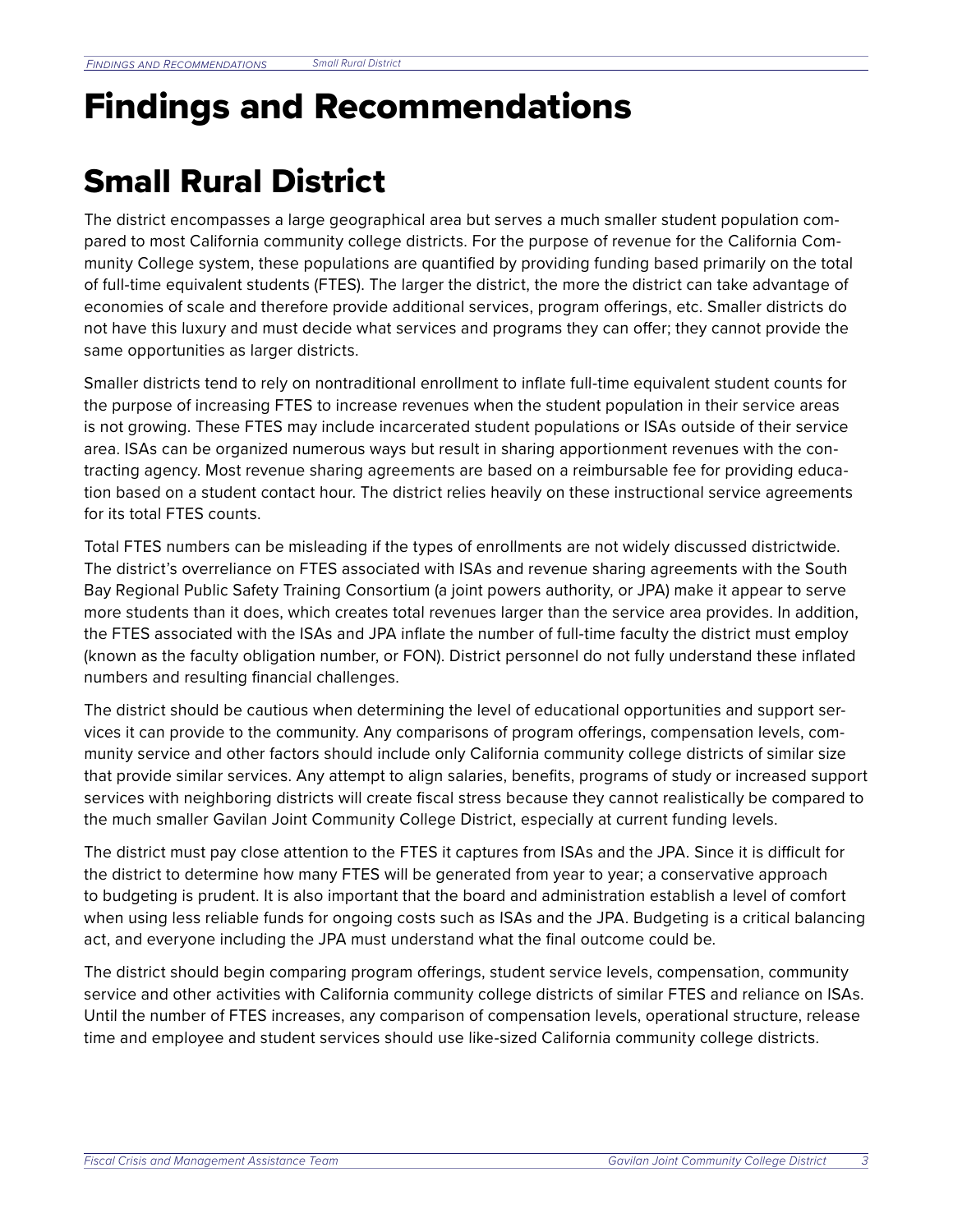# Findings and Recommendations

## Small Rural District

The district encompasses a large geographical area but serves a much smaller student population compared to most California community college districts. For the purpose of revenue for the California Community College system, these populations are quantified by providing funding based primarily on the total of full-time equivalent students (FTES). The larger the district, the more the district can take advantage of economies of scale and therefore provide additional services, program offerings, etc. Smaller districts do not have this luxury and must decide what services and programs they can offer; they cannot provide the same opportunities as larger districts.

Smaller districts tend to rely on nontraditional enrollment to inflate full-time equivalent student counts for the purpose of increasing FTES to increase revenues when the student population in their service areas is not growing. These FTES may include incarcerated student populations or ISAs outside of their service area. ISAs can be organized numerous ways but result in sharing apportionment revenues with the contracting agency. Most revenue sharing agreements are based on a reimbursable fee for providing education based on a student contact hour. The district relies heavily on these instructional service agreements for its total FTES counts.

Total FTES numbers can be misleading if the types of enrollments are not widely discussed districtwide. The district's overreliance on FTES associated with ISAs and revenue sharing agreements with the South Bay Regional Public Safety Training Consortium (a joint powers authority, or JPA) make it appear to serve more students than it does, which creates total revenues larger than the service area provides. In addition, the FTES associated with the ISAs and JPA inflate the number of full-time faculty the district must employ (known as the faculty obligation number, or FON). District personnel do not fully understand these inflated numbers and resulting financial challenges.

The district should be cautious when determining the level of educational opportunities and support services it can provide to the community. Any comparisons of program offerings, compensation levels, community service and other factors should include only California community college districts of similar size that provide similar services. Any attempt to align salaries, benefits, programs of study or increased support services with neighboring districts will create fiscal stress because they cannot realistically be compared to the much smaller Gavilan Joint Community College District, especially at current funding levels.

The district must pay close attention to the FTES it captures from ISAs and the JPA. Since it is difficult for the district to determine how many FTES will be generated from year to year; a conservative approach to budgeting is prudent. It is also important that the board and administration establish a level of comfort when using less reliable funds for ongoing costs such as ISAs and the JPA. Budgeting is a critical balancing act, and everyone including the JPA must understand what the final outcome could be.

The district should begin comparing program offerings, student service levels, compensation, community service and other activities with California community college districts of similar FTES and reliance on ISAs. Until the number of FTES increases, any comparison of compensation levels, operational structure, release time and employee and student services should use like-sized California community college districts.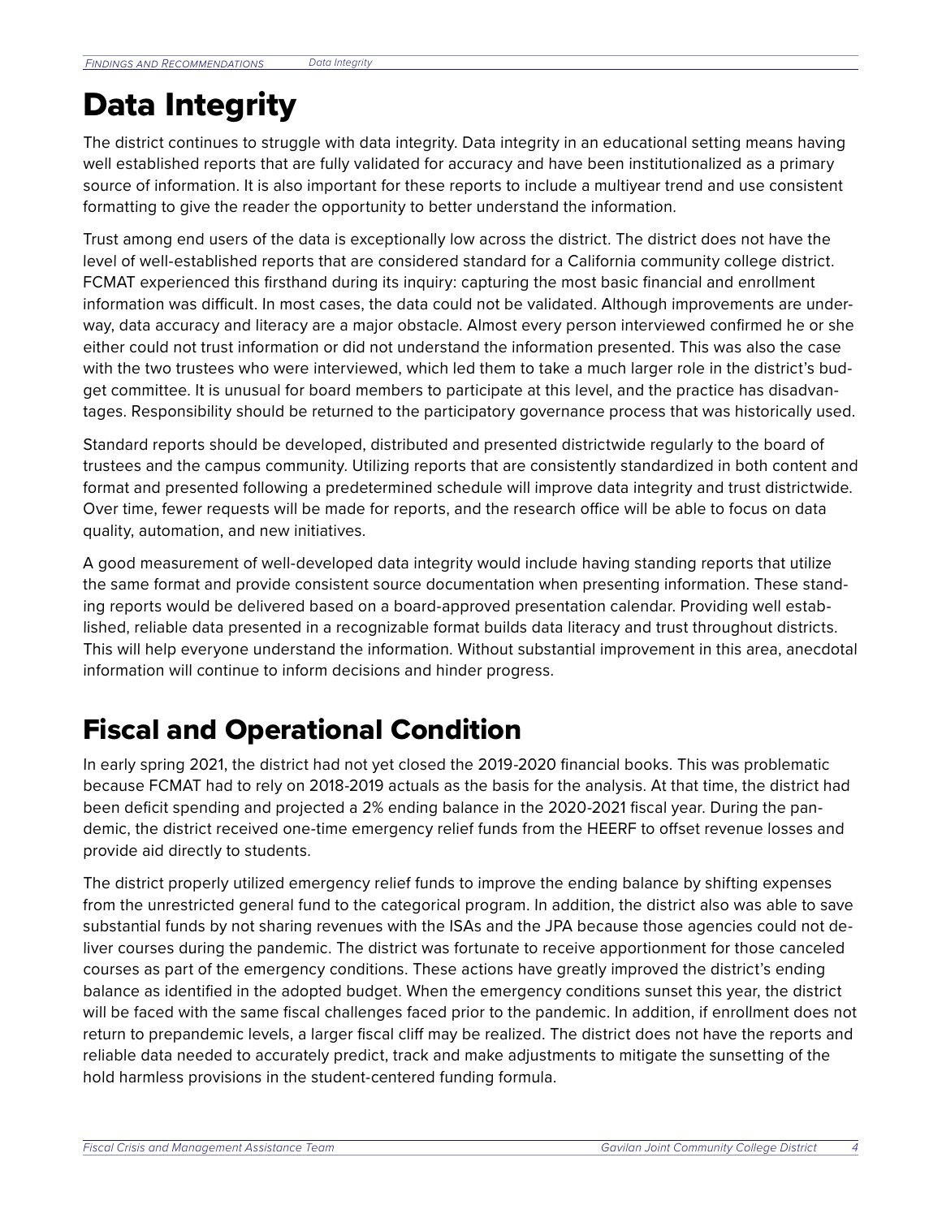# Data Integrity

The district continues to struggle with data integrity. Data integrity in an educational setting means having well established reports that are fully validated for accuracy and have been institutionalized as a primary source of information. It is also important for these reports to include a multiyear trend and use consistent formatting to give the reader the opportunity to better understand the information.

Trust among end users of the data is exceptionally low across the district. The district does not have the level of well-established reports that are considered standard for a California community college district. FCMAT experienced this firsthand during its inquiry: capturing the most basic financial and enrollment information was difficult. In most cases, the data could not be validated. Although improvements are underway, data accuracy and literacy are a major obstacle. Almost every person interviewed confirmed he or she either could not trust information or did not understand the information presented. This was also the case with the two trustees who were interviewed, which led them to take a much larger role in the district's budget committee. It is unusual for board members to participate at this level, and the practice has disadvantages. Responsibility should be returned to the participatory governance process that was historically used.

Standard reports should be developed, distributed and presented districtwide regularly to the board of trustees and the campus community. Utilizing reports that are consistently standardized in both content and format and presented following a predetermined schedule will improve data integrity and trust districtwide. Over time, fewer requests will be made for reports, and the research office will be able to focus on data quality, automation, and new initiatives.

A good measurement of well-developed data integrity would include having standing reports that utilize the same format and provide consistent source documentation when presenting information. These standing reports would be delivered based on a board-approved presentation calendar. Providing well established, reliable data presented in a recognizable format builds data literacy and trust throughout districts. This will help everyone understand the information. Without substantial improvement in this area, anecdotal information will continue to inform decisions and hinder progress.

# Fiscal and Operational Condition

In early spring 2021, the district had not yet closed the 2019-2020 financial books. This was problematic because FCMAT had to rely on 2018-2019 actuals as the basis for the analysis. At that time, the district had been deficit spending and projected a 2% ending balance in the 2020-2021 fiscal year. During the pandemic, the district received one-time emergency relief funds from the HEERF to offset revenue losses and provide aid directly to students.

The district properly utilized emergency relief funds to improve the ending balance by shifting expenses from the unrestricted general fund to the categorical program. In addition, the district also was able to save substantial funds by not sharing revenues with the ISAs and the JPA because those agencies could not deliver courses during the pandemic. The district was fortunate to receive apportionment for those canceled courses as part of the emergency conditions. These actions have greatly improved the district's ending balance as identified in the adopted budget. When the emergency conditions sunset this year, the district will be faced with the same fiscal challenges faced prior to the pandemic. In addition, if enrollment does not return to prepandemic levels, a larger fiscal cliff may be realized. The district does not have the reports and reliable data needed to accurately predict, track and make adjustments to mitigate the sunsetting of the hold harmless provisions in the student-centered funding formula.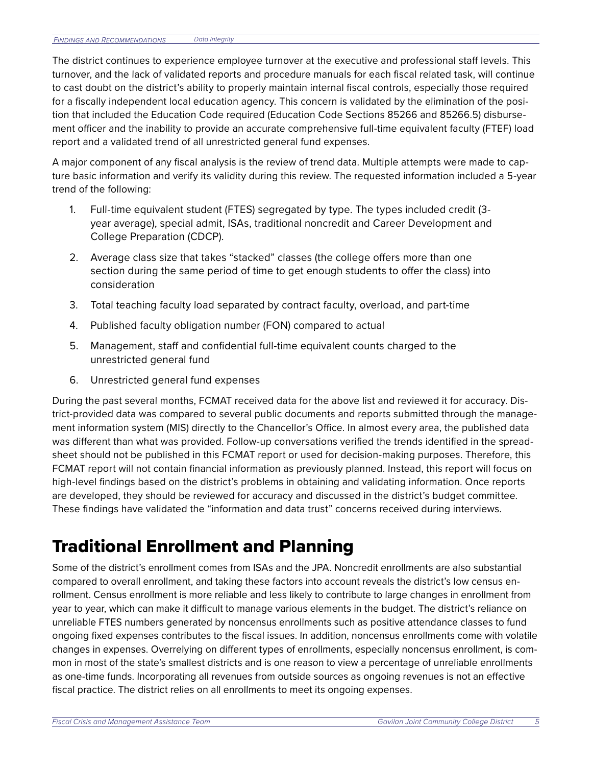The district continues to experience employee turnover at the executive and professional staff levels. This turnover, and the lack of validated reports and procedure manuals for each fiscal related task, will continue to cast doubt on the district's ability to properly maintain internal fiscal controls, especially those required for a fiscally independent local education agency. This concern is validated by the elimination of the position that included the Education Code required (Education Code Sections 85266 and 85266.5) disbursement officer and the inability to provide an accurate comprehensive full-time equivalent faculty (FTEF) load report and a validated trend of all unrestricted general fund expenses.

A major component of any fiscal analysis is the review of trend data. Multiple attempts were made to capture basic information and verify its validity during this review. The requested information included a 5-year trend of the following:

1. Full-time equivalent student (FTES) segregated by type. The types included credit (3-year average), special admit, ISAs, traditional noncredit and Career Development and College Preparation (CDCP).
2. Average class size that takes "stacked" classes (the college offers more than one section during the same period of time to get enough students to offer the class) into consideration
3. Total teaching faculty load separated by contract faculty, overload, and part-time
4. Published faculty obligation number (FON) compared to actual
5. Management, staff and confidential full-time equivalent counts charged to the unrestricted general fund
6. Unrestricted general fund expenses

During the past several months, FCMAT received data for the above list and reviewed it for accuracy. District-provided data was compared to several public documents and reports submitted through the management information system (MIS) directly to the Chancellor's Office. In almost every area, the published data was different than what was provided. Follow-up conversations verified the trends identified in the spreadsheet should not be published in this FCMAT report or used for decision-making purposes. Therefore, this FCMAT report will not contain financial information as previously planned. Instead, this report will focus on high-level findings based on the district's problems in obtaining and validating information. Once reports are developed, they should be reviewed for accuracy and discussed in the district's budget committee. These findings have validated the "information and data trust" concerns received during interviews.

# Traditional Enrollment and Planning

Some of the district's enrollment comes from ISAs and the JPA. Noncredit enrollments are also substantial compared to overall enrollment, and taking these factors into account reveals the district's low census enrollment. Census enrollment is more reliable and less likely to contribute to large changes in enrollment from year to year, which can make it difficult to manage various elements in the budget. The district's reliance on unreliable FTES numbers generated by noncensus enrollments such as positive attendance classes to fund ongoing fixed expenses contributes to the fiscal issues. In addition, noncensus enrollments come with volatile changes in expenses. Overrelying on different types of enrollments, especially noncensus enrollment, is common in most of the state's smallest districts and is one reason to view a percentage of unreliable enrollments as one-time funds. Incorporating all revenues from outside sources as ongoing revenues is not an effective fiscal practice. The district relies on all enrollments to meet its ongoing expenses.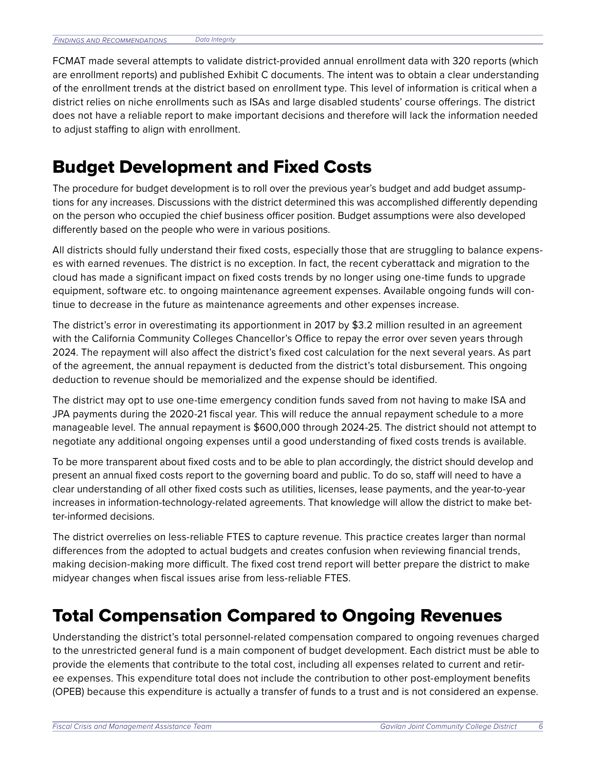FCMAT made several attempts to validate district-provided annual enrollment data with 320 reports (which are enrollment reports) and published Exhibit C documents. The intent was to obtain a clear understanding of the enrollment trends at the district based on enrollment type. This level of information is critical when a district relies on niche enrollments such as ISAs and large disabled students' course offerings. The district does not have a reliable report to make important decisions and therefore will lack the information needed to adjust staffing to align with enrollment.

## Budget Development and Fixed Costs

The procedure for budget development is to roll over the previous year's budget and add budget assumptions for any increases. Discussions with the district determined this was accomplished differently depending on the person who occupied the chief business officer position. Budget assumptions were also developed differently based on the people who were in various positions.

All districts should fully understand their fixed costs, especially those that are struggling to balance expenses with earned revenues. The district is no exception. In fact, the recent cyberattack and migration to the cloud has made a significant impact on fixed costs trends by no longer using one-time funds to upgrade equipment, software etc. to ongoing maintenance agreement expenses. Available ongoing funds will continue to decrease in the future as maintenance agreements and other expenses increase.

The district's error in overestimating its apportionment in 2017 by $3.2 million resulted in an agreement with the California Community Colleges Chancellor's Office to repay the error over seven years through 2024. The repayment will also affect the district's fixed cost calculation for the next several years. As part of the agreement, the annual repayment is deducted from the district's total disbursement. This ongoing deduction to revenue should be memorialized and the expense should be identified.

The district may opt to use one-time emergency condition funds saved from not having to make ISA and JPA payments during the 2020-21 fiscal year. This will reduce the annual repayment schedule to a more manageable level. The annual repayment is $600,000 through 2024-25. The district should not attempt to negotiate any additional ongoing expenses until a good understanding of fixed costs trends is available.

To be more transparent about fixed costs and to be able to plan accordingly, the district should develop and present an annual fixed costs report to the governing board and public. To do so, staff will need to have a clear understanding of all other fixed costs such as utilities, licenses, lease payments, and the year-to-year increases in information-technology-related agreements. That knowledge will allow the district to make better-informed decisions.

The district overrelies on less-reliable FTES to capture revenue. This practice creates larger than normal differences from the adopted to actual budgets and creates confusion when reviewing financial trends, making decision-making more difficult. The fixed cost trend report will better prepare the district to make midyear changes when fiscal issues arise from less-reliable FTES.

## Total Compensation Compared to Ongoing Revenues

Understanding the district's total personnel-related compensation compared to ongoing revenues charged to the unrestricted general fund is a main component of budget development. Each district must be able to provide the elements that contribute to the total cost, including all expenses related to current and retiree expenses. This expenditure total does not include the contribution to other post-employment benefits (OPEB) because this expenditure is actually a transfer of funds to a trust and is not considered an expense.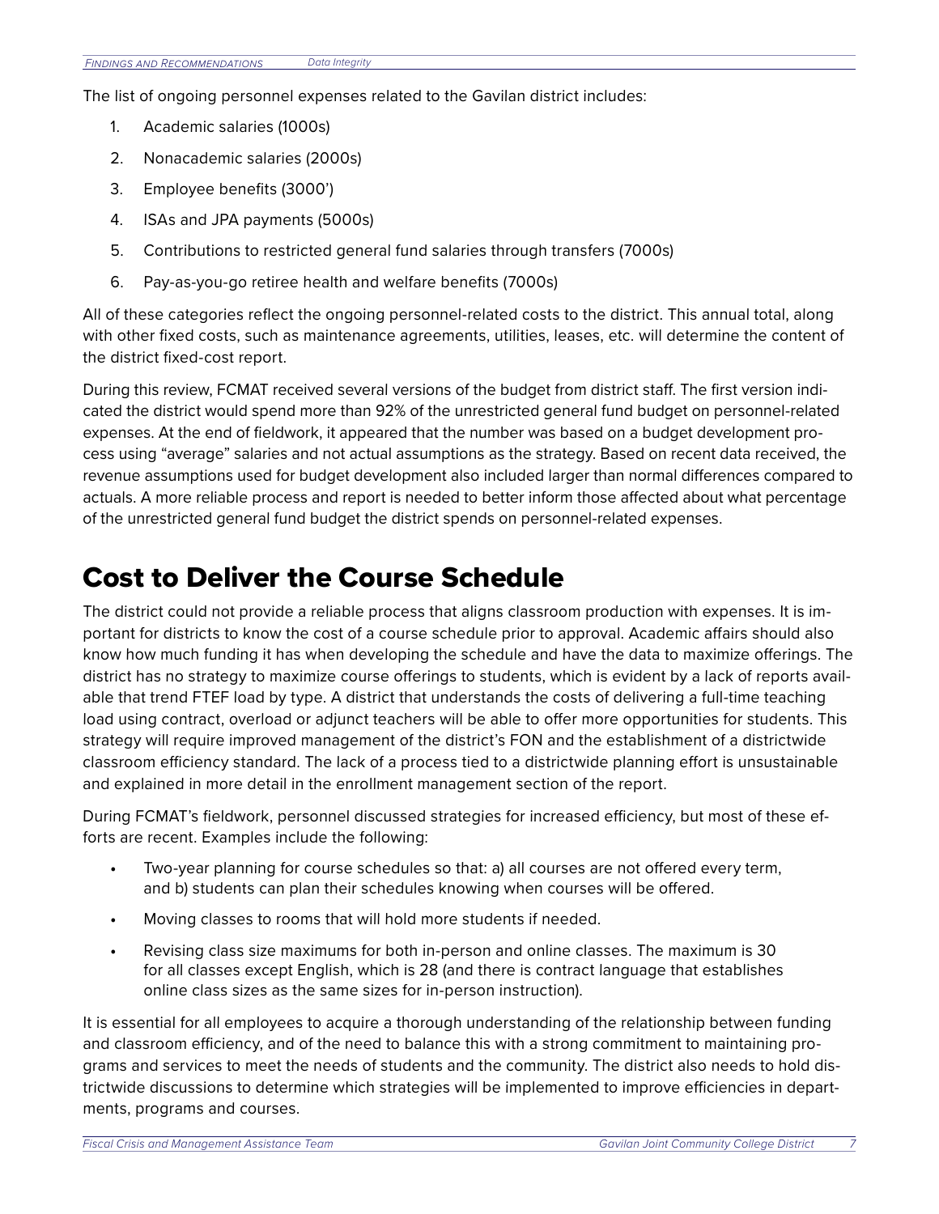The list of ongoing personnel expenses related to the Gavilan district includes:

1. Academic salaries (1000s)
2. Nonacademic salaries (2000s)
3. Employee benefits (3000')
4. ISAs and JPA payments (5000s)
5. Contributions to restricted general fund salaries through transfers (7000s)
6. Pay-as-you-go retiree health and welfare benefits (7000s)

All of these categories reflect the ongoing personnel-related costs to the district. This annual total, along with other fixed costs, such as maintenance agreements, utilities, leases, etc. will determine the content of the district fixed-cost report.

During this review, FCMAT received several versions of the budget from district staff. The first version indicated the district would spend more than 92% of the unrestricted general fund budget on personnel-related expenses. At the end of fieldwork, it appeared that the number was based on a budget development process using "average" salaries and not actual assumptions as the strategy. Based on recent data received, the revenue assumptions used for budget development also included larger than normal differences compared to actuals. A more reliable process and report is needed to better inform those affected about what percentage of the unrestricted general fund budget the district spends on personnel-related expenses.

# Cost to Deliver the Course Schedule

The district could not provide a reliable process that aligns classroom production with expenses. It is important for districts to know the cost of a course schedule prior to approval. Academic affairs should also know how much funding it has when developing the schedule and have the data to maximize offerings. The district has no strategy to maximize course offerings to students, which is evident by a lack of reports available that trend FTEF load by type. A district that understands the costs of delivering a full-time teaching load using contract, overload or adjunct teachers will be able to offer more opportunities for students. This strategy will require improved management of the district's FON and the establishment of a districtwide classroom efficiency standard. The lack of a process tied to a districtwide planning effort is unsustainable and explained in more detail in the enrollment management section of the report.

During FCMAT's fieldwork, personnel discussed strategies for increased efficiency, but most of these efforts are recent. Examples include the following:

- Two-year planning for course schedules so that: a) all courses are not offered every term, and b) students can plan their schedules knowing when courses will be offered.
- Moving classes to rooms that will hold more students if needed.
- Revising class size maximums for both in-person and online classes. The maximum is 30 for all classes except English, which is 28 (and there is contract language that establishes online class sizes as the same sizes for in-person instruction).

It is essential for all employees to acquire a thorough understanding of the relationship between funding and classroom efficiency, and of the need to balance this with a strong commitment to maintaining programs and services to meet the needs of students and the community. The district also needs to hold districtwide discussions to determine which strategies will be implemented to improve efficiencies in departments, programs and courses.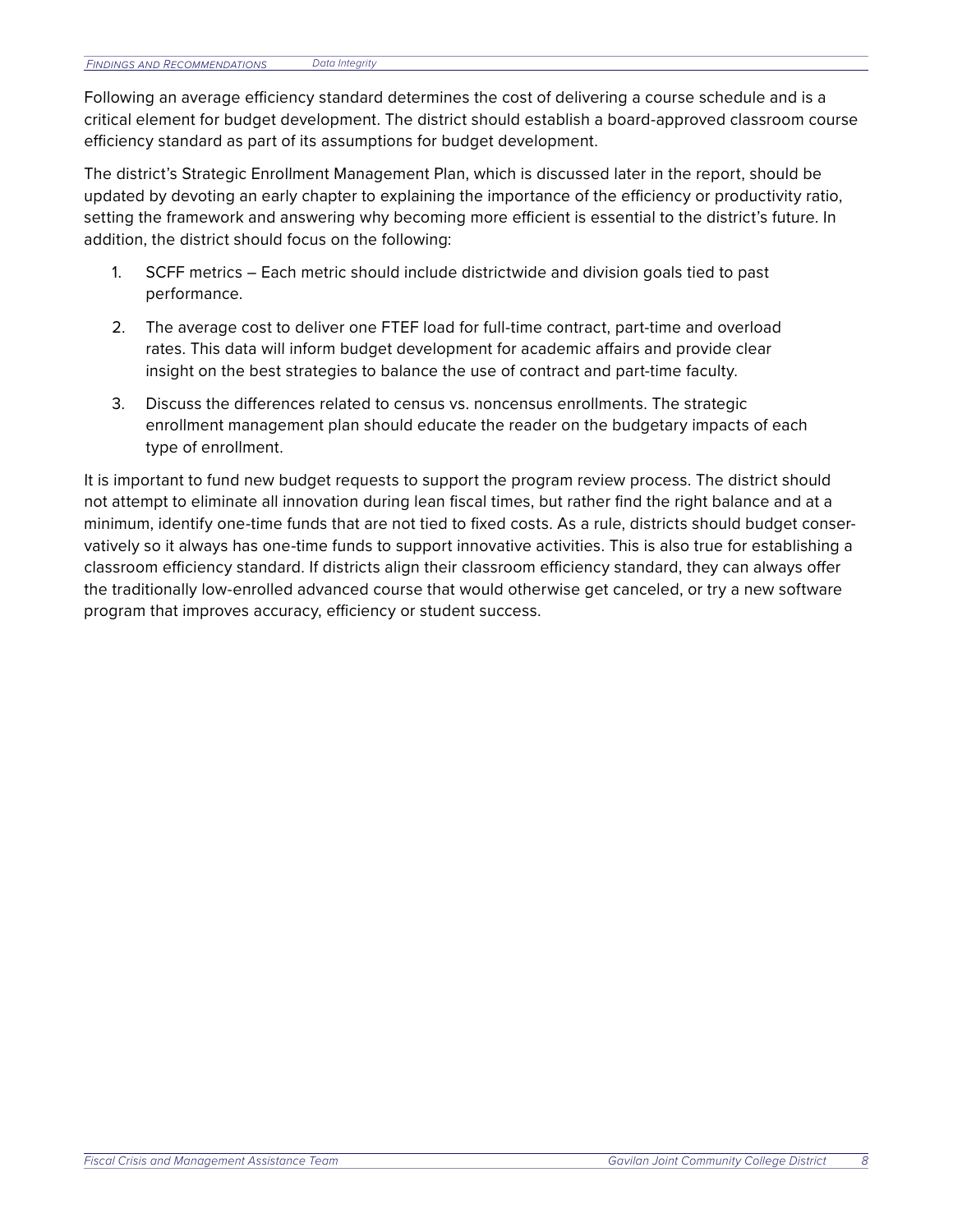Following an average efficiency standard determines the cost of delivering a course schedule and is a critical element for budget development. The district should establish a board-approved classroom course efficiency standard as part of its assumptions for budget development.

The district's Strategic Enrollment Management Plan, which is discussed later in the report, should be updated by devoting an early chapter to explaining the importance of the efficiency or productivity ratio, setting the framework and answering why becoming more efficient is essential to the district's future. In addition, the district should focus on the following:

1. SCFF metrics – Each metric should include districtwide and division goals tied to past performance.
2. The average cost to deliver one FTEF load for full-time contract, part-time and overload rates. This data will inform budget development for academic affairs and provide clear insight on the best strategies to balance the use of contract and part-time faculty.
3. Discuss the differences related to census vs. noncensus enrollments. The strategic enrollment management plan should educate the reader on the budgetary impacts of each type of enrollment.

It is important to fund new budget requests to support the program review process. The district should not attempt to eliminate all innovation during lean fiscal times, but rather find the right balance and at a minimum, identify one-time funds that are not tied to fixed costs. As a rule, districts should budget conservatively so it always has one-time funds to support innovative activities. This is also true for establishing a classroom efficiency standard. If districts align their classroom efficiency standard, they can always offer the traditionally low-enrolled advanced course that would otherwise get canceled, or try a new software program that improves accuracy, efficiency or student success.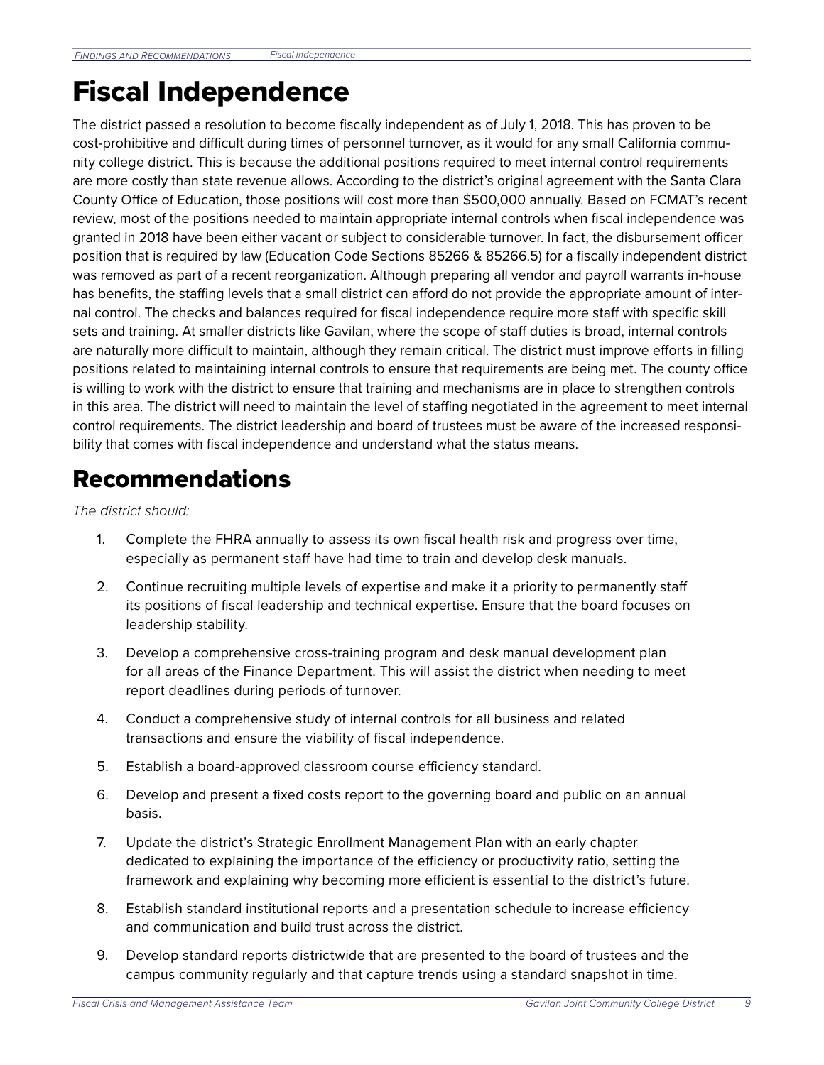# Fiscal Independence

The district passed a resolution to become fiscally independent as of July 1, 2018. This has proven to be cost-prohibitive and difficult during times of personnel turnover, as it would for any small California community college district. This is because the additional positions required to meet internal control requirements are more costly than state revenue allows. According to the district's original agreement with the Santa Clara County Office of Education, those positions will cost more than $500,000 annually. Based on FCMAT's recent review, most of the positions needed to maintain appropriate internal controls when fiscal independence was granted in 2018 have been either vacant or subject to considerable turnover. In fact, the disbursement officer position that is required by law (Education Code Sections 85266 & 85266.5) for a fiscally independent district was removed as part of a recent reorganization. Although preparing all vendor and payroll warrants in-house has benefits, the staffing levels that a small district can afford do not provide the appropriate amount of internal control. The checks and balances required for fiscal independence require more staff with specific skill sets and training. At smaller districts like Gavilan, where the scope of staff duties is broad, internal controls are naturally more difficult to maintain, although they remain critical. The district must improve efforts in filling positions related to maintaining internal controls to ensure that requirements are being met. The county office is willing to work with the district to ensure that training and mechanisms are in place to strengthen controls in this area. The district will need to maintain the level of staffing negotiated in the agreement to meet internal control requirements. The district leadership and board of trustees must be aware of the increased responsibility that comes with fiscal independence and understand what the status means.

# Recommendations

*The district should:*

1. Complete the FHRA annually to assess its own fiscal health risk and progress over time, especially as permanent staff have had time to train and develop desk manuals.
2. Continue recruiting multiple levels of expertise and make it a priority to permanently staff its positions of fiscal leadership and technical expertise. Ensure that the board focuses on leadership stability.
3. Develop a comprehensive cross-training program and desk manual development plan for all areas of the Finance Department. This will assist the district when needing to meet report deadlines during periods of turnover.
4. Conduct a comprehensive study of internal controls for all business and related transactions and ensure the viability of fiscal independence.
5. Establish a board-approved classroom course efficiency standard.
6. Develop and present a fixed costs report to the governing board and public on an annual basis.
7. Update the district's Strategic Enrollment Management Plan with an early chapter dedicated to explaining the importance of the efficiency or productivity ratio, setting the framework and explaining why becoming more efficient is essential to the district's future.
8. Establish standard institutional reports and a presentation schedule to increase efficiency and communication and build trust across the district.
9. Develop standard reports districtwide that are presented to the board of trustees and the campus community regularly and that capture trends using a standard snapshot in time.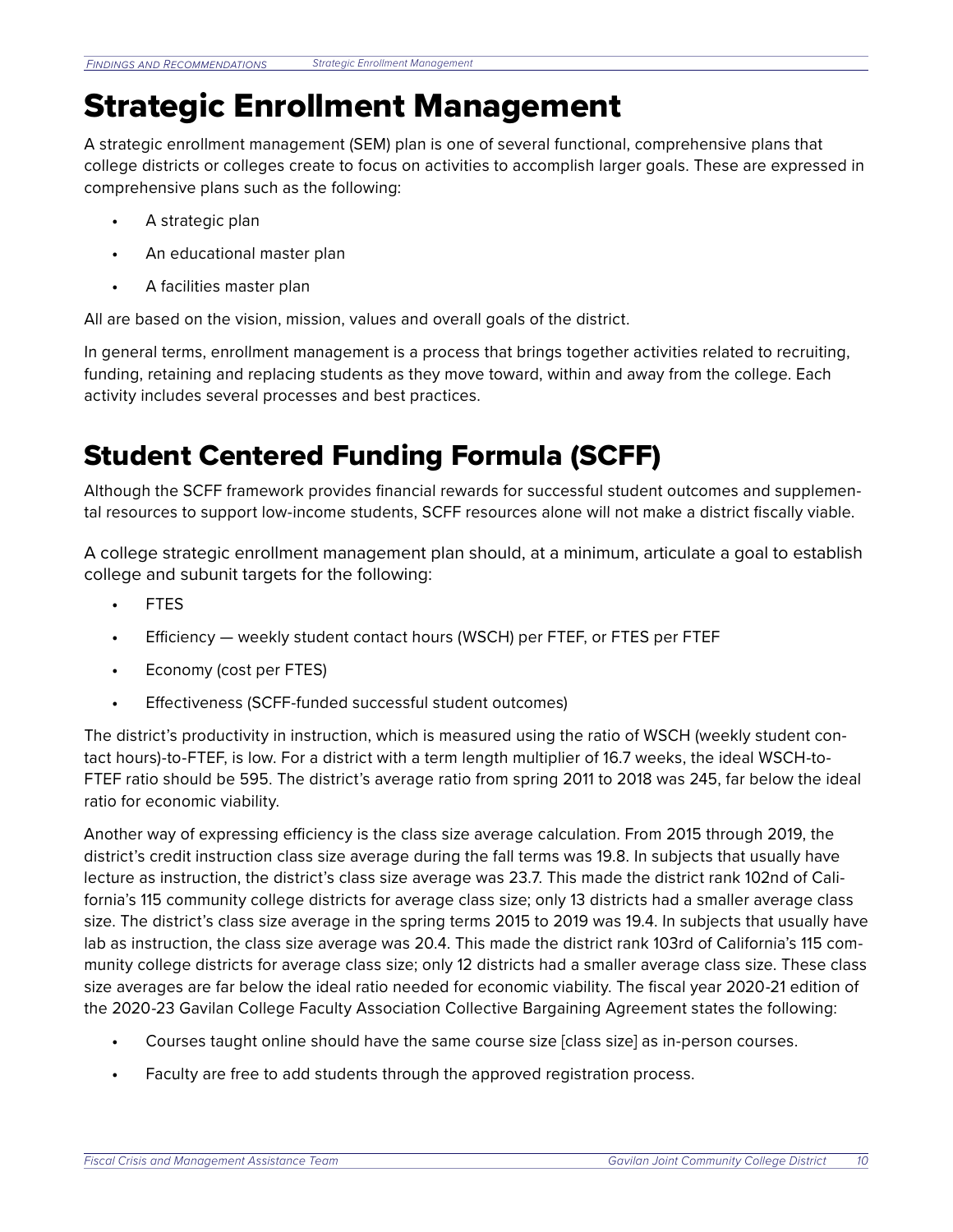# Strategic Enrollment Management

A strategic enrollment management (SEM) plan is one of several functional, comprehensive plans that college districts or colleges create to focus on activities to accomplish larger goals. These are expressed in comprehensive plans such as the following:

- A strategic plan
- An educational master plan
- A facilities master plan

All are based on the vision, mission, values and overall goals of the district.

In general terms, enrollment management is a process that brings together activities related to recruiting, funding, retaining and replacing students as they move toward, within and away from the college. Each activity includes several processes and best practices.

# Student Centered Funding Formula (SCFF)

Although the SCFF framework provides financial rewards for successful student outcomes and supplemental resources to support low-income students, SCFF resources alone will not make a district fiscally viable.

A college strategic enrollment management plan should, at a minimum, articulate a goal to establish college and subunit targets for the following:

- FTES
- Efficiency — weekly student contact hours (WSCH) per FTEF, or FTES per FTEF
- Economy (cost per FTES)
- Effectiveness (SCFF-funded successful student outcomes)

The district's productivity in instruction, which is measured using the ratio of WSCH (weekly student contact hours)-to-FTEF, is low. For a district with a term length multiplier of 16.7 weeks, the ideal WSCH-to-FTEF ratio should be 595. The district's average ratio from spring 2011 to 2018 was 245, far below the ideal ratio for economic viability.

Another way of expressing efficiency is the class size average calculation. From 2015 through 2019, the district's credit instruction class size average during the fall terms was 19.8. In subjects that usually have lecture as instruction, the district's class size average was 23.7. This made the district rank 102nd of California's 115 community college districts for average class size; only 13 districts had a smaller average class size. The district's class size average in the spring terms 2015 to 2019 was 19.4. In subjects that usually have lab as instruction, the class size average was 20.4. This made the district rank 103rd of California's 115 community college districts for average class size; only 12 districts had a smaller average class size. These class size averages are far below the ideal ratio needed for economic viability. The fiscal year 2020-21 edition of the 2020-23 Gavilan College Faculty Association Collective Bargaining Agreement states the following:

- Courses taught online should have the same course size [class size] as in-person courses.
- Faculty are free to add students through the approved registration process.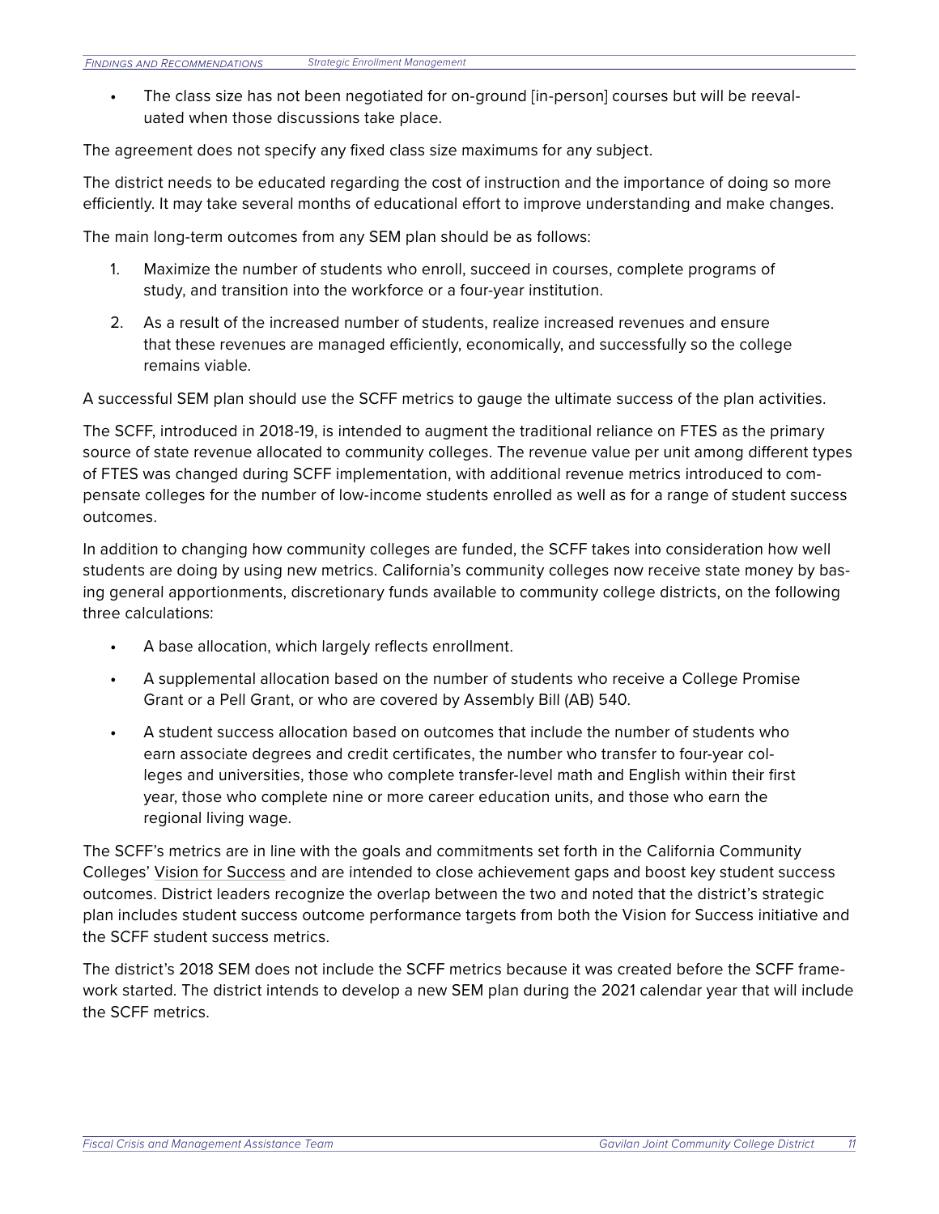- The class size has not been negotiated for on-ground [in-person] courses but will be reevaluated when those discussions take place.

The agreement does not specify any fixed class size maximums for any subject.

The district needs to be educated regarding the cost of instruction and the importance of doing so more efficiently. It may take several months of educational effort to improve understanding and make changes.

The main long-term outcomes from any SEM plan should be as follows:

1. Maximize the number of students who enroll, succeed in courses, complete programs of study, and transition into the workforce or a four-year institution.
2. As a result of the increased number of students, realize increased revenues and ensure that these revenues are managed efficiently, economically, and successfully so the college remains viable.

A successful SEM plan should use the SCFF metrics to gauge the ultimate success of the plan activities.

The SCFF, introduced in 2018-19, is intended to augment the traditional reliance on FTES as the primary source of state revenue allocated to community colleges. The revenue value per unit among different types of FTES was changed during SCFF implementation, with additional revenue metrics introduced to compensate colleges for the number of low-income students enrolled as well as for a range of student success outcomes.

In addition to changing how community colleges are funded, the SCFF takes into consideration how well students are doing by using new metrics. California's community colleges now receive state money by basing general apportionments, discretionary funds available to community college districts, on the following three calculations:

- A base allocation, which largely reflects enrollment.
- A supplemental allocation based on the number of students who receive a College Promise Grant or a Pell Grant, or who are covered by Assembly Bill (AB) 540.
- A student success allocation based on outcomes that include the number of students who earn associate degrees and credit certificates, the number who transfer to four-year colleges and universities, those who complete transfer-level math and English within their first year, those who complete nine or more career education units, and those who earn the regional living wage.

The SCFF's metrics are in line with the goals and commitments set forth in the California Community Colleges' Vision for Success and are intended to close achievement gaps and boost key student success outcomes. District leaders recognize the overlap between the two and noted that the district's strategic plan includes student success outcome performance targets from both the Vision for Success initiative and the SCFF student success metrics.

The district's 2018 SEM does not include the SCFF metrics because it was created before the SCFF framework started. The district intends to develop a new SEM plan during the 2021 calendar year that will include the SCFF metrics.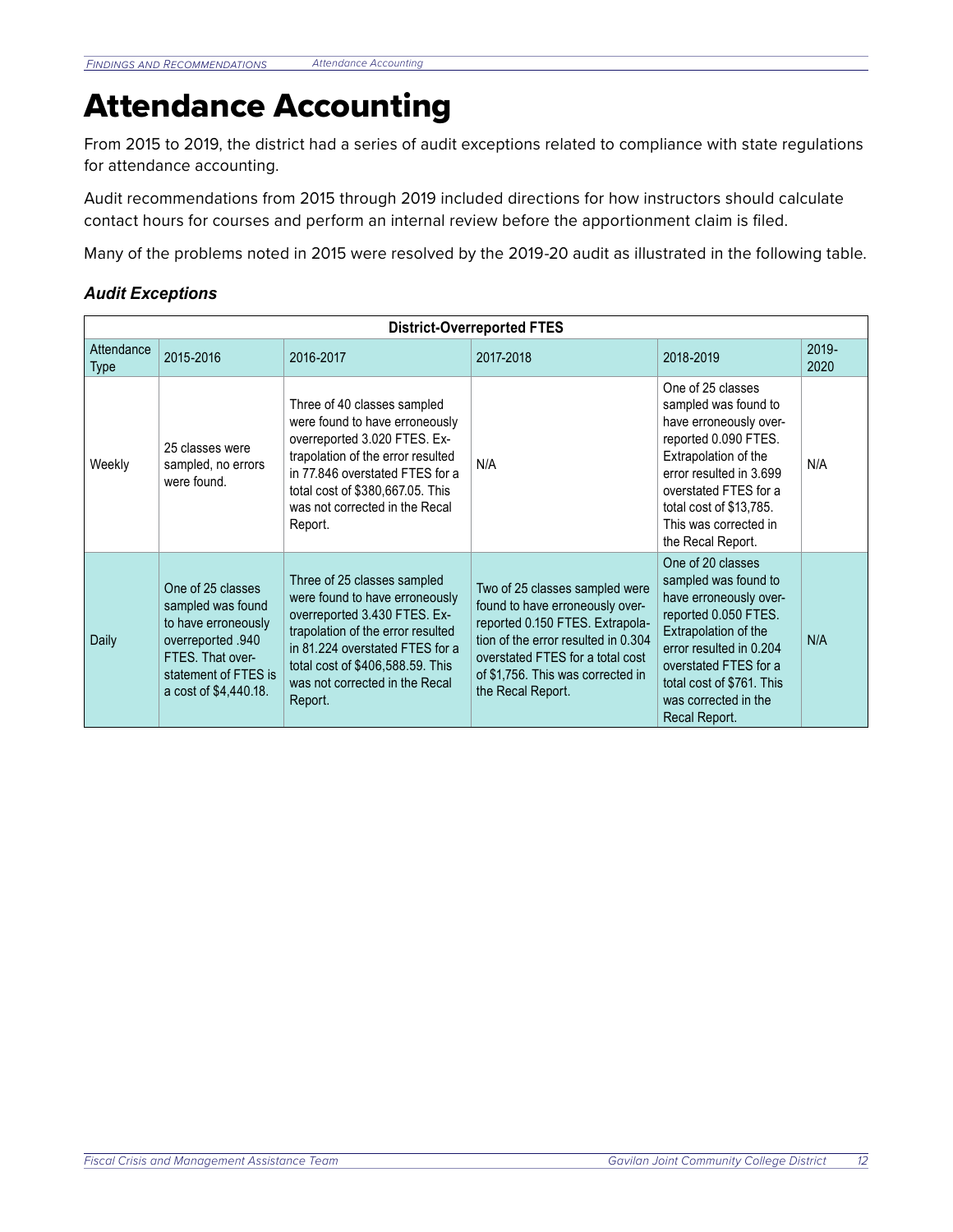# Attendance Accounting

From 2015 to 2019, the district had a series of audit exceptions related to compliance with state regulations for attendance accounting.

Audit recommendations from 2015 through 2019 included directions for how instructors should calculate contact hours for courses and perform an internal review before the apportionment claim is filed.

Many of the problems noted in 2015 were resolved by the 2019-20 audit as illustrated in the following table.

### *Audit Exceptions*

| District-Overreported FTES | | | | | |
|---|---|---|---|---|---|
| Attendance Type | 2015-2016 | 2016-2017 | 2017-2018 | 2018-2019 | 2019-2020 |
| Weekly | 25 classes were sampled, no errors were found. | Three of 40 classes sampled were found to have erroneously overreported 3.020 FTES. Extrapolation of the error resulted in 77.846 overstated FTES for a total cost of $380,667.05. This was not corrected in the Recal Report. | N/A | One of 25 classes sampled was found to have erroneously overreported 0.090 FTES. Extrapolation of the error resulted in 3.699 overstated FTES for a total cost of $13,785. This was corrected in the Recal Report. | N/A |
| Daily | One of 25 classes sampled was found to have erroneously overreported .940 FTES. That overstatement of FTES is a cost of $4,440.18. | Three of 25 classes sampled were found to have erroneously overreported 3.430 FTES. Extrapolation of the error resulted in 81.224 overstated FTES for a total cost of $406,588.59. This was not corrected in the Recal Report. | Two of 25 classes sampled were found to have erroneously overreported 0.150 FTES. Extrapolation of the error resulted in 0.304 overstated FTES for a total cost of $1,756. This was corrected in the Recal Report. | One of 20 classes sampled was found to have erroneously overreported 0.050 FTES. Extrapolation of the error resulted in 0.204 overstated FTES for a total cost of $761. This was corrected in the Recal Report. | N/A |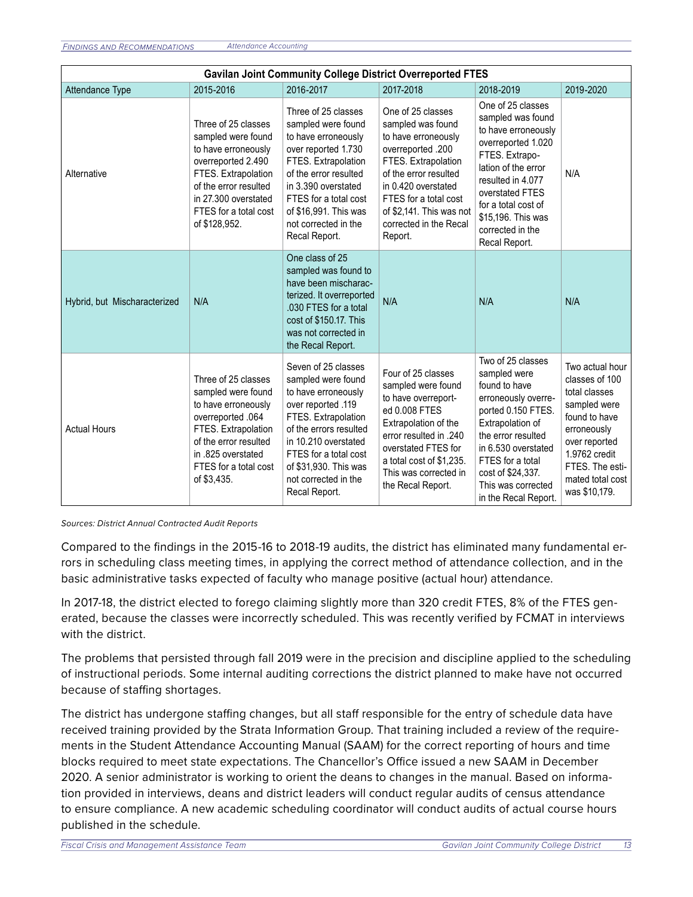| Gavilan Joint Community College District Overreported FTES | | | | | |
|---|---|---|---|---|---|
| Attendance Type | 2015-2016 | 2016-2017 | 2017-2018 | 2018-2019 | 2019-2020 |
| Alternative | Three of 25 classes sampled were found to have erroneously overreported 2.490 FTES. Extrapolation of the error resulted in 27.300 overstated FTES for a total cost of $128,952. | Three of 25 classes sampled were found to have erroneously over reported 1.730 FTES. Extrapolation of the error resulted in 3.390 overstated FTES for a total cost of $16,991. This was not corrected in the Recal Report. | One of 25 classes sampled was found to have erroneously overreported .200 FTES. Extrapolation of the error resulted in 0.420 overstated FTES for a total cost of $2,141. This was not corrected in the Recal Report. | One of 25 classes sampled was found to have erroneously overreported 1.020 FTES. Extrapolation of the error resulted in 4.077 overstated FTES for a total cost of $15,196. This was corrected in the Recal Report. | N/A |
| Hybrid, but Mischaracterized | N/A | One class of 25 sampled was found to have been mischaracterized. It overreported .030 FTES for a total cost of $150.17. This was not corrected in the Recal Report. | N/A | N/A | N/A |
| Actual Hours | Three of 25 classes sampled were found to have erroneously overreported .064 FTES. Extrapolation of the error resulted in .825 overstated FTES for a total cost of $3,435. | Seven of 25 classes sampled were found to have erroneously over reported .119 FTES. Extrapolation of the errors resulted in 10.210 overstated FTES for a total cost of $31,930. This was not corrected in the Recal Report. | Four of 25 classes sampled were found to have overreported 0.008 FTES Extrapolation of the error resulted in .240 overstated FTES for a total cost of $1,235. This was corrected in the Recal Report. | Two of 25 classes sampled were found to have erroneously overreported 0.150 FTES. Extrapolation of the error resulted in 6.530 overstated FTES for a total cost of $24,337. This was corrected in the Recal Report. | Two actual hour classes of 100 total classes sampled were found to have erroneously over reported 1.9762 credit FTES. The estimated total cost was $10,179. |

*Sources: District Annual Contracted Audit Reports*

Compared to the findings in the 2015-16 to 2018-19 audits, the district has eliminated many fundamental errors in scheduling class meeting times, in applying the correct method of attendance collection, and in the basic administrative tasks expected of faculty who manage positive (actual hour) attendance.

In 2017-18, the district elected to forego claiming slightly more than 320 credit FTES, 8% of the FTES generated, because the classes were incorrectly scheduled. This was recently verified by FCMAT in interviews with the district.

The problems that persisted through fall 2019 were in the precision and discipline applied to the scheduling of instructional periods. Some internal auditing corrections the district planned to make have not occurred because of staffing shortages.

The district has undergone staffing changes, but all staff responsible for the entry of schedule data have received training provided by the Strata Information Group. That training included a review of the requirements in the Student Attendance Accounting Manual (SAAM) for the correct reporting of hours and time blocks required to meet state expectations. The Chancellor's Office issued a new SAAM in December 2020. A senior administrator is working to orient the deans to changes in the manual. Based on information provided in interviews, deans and district leaders will conduct regular audits of census attendance to ensure compliance. A new academic scheduling coordinator will conduct audits of actual course hours published in the schedule.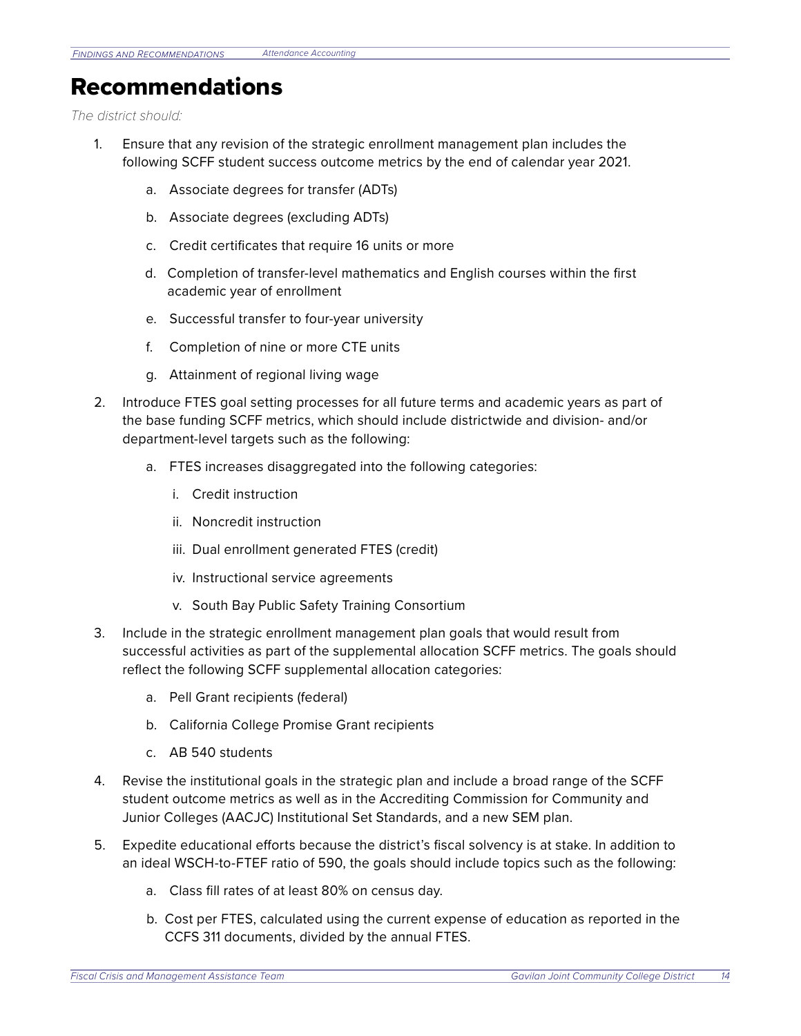# Recommendations

*The district should:*

1. Ensure that any revision of the strategic enrollment management plan includes the following SCFF student success outcome metrics by the end of calendar year 2021.
   a. Associate degrees for transfer (ADTs)
   b. Associate degrees (excluding ADTs)
   c. Credit certificates that require 16 units or more
   d. Completion of transfer-level mathematics and English courses within the first academic year of enrollment
   e. Successful transfer to four-year university
   f. Completion of nine or more CTE units
   g. Attainment of regional living wage
2. Introduce FTES goal setting processes for all future terms and academic years as part of the base funding SCFF metrics, which should include districtwide and division- and/or department-level targets such as the following:
   a. FTES increases disaggregated into the following categories:
      i. Credit instruction
      ii. Noncredit instruction
      iii. Dual enrollment generated FTES (credit)
      iv. Instructional service agreements
      v. South Bay Public Safety Training Consortium
3. Include in the strategic enrollment management plan goals that would result from successful activities as part of the supplemental allocation SCFF metrics. The goals should reflect the following SCFF supplemental allocation categories:
   a. Pell Grant recipients (federal)
   b. California College Promise Grant recipients
   c. AB 540 students
4. Revise the institutional goals in the strategic plan and include a broad range of the SCFF student outcome metrics as well as in the Accrediting Commission for Community and Junior Colleges (AACJC) Institutional Set Standards, and a new SEM plan.
5. Expedite educational efforts because the district's fiscal solvency is at stake. In addition to an ideal WSCH-to-FTEF ratio of 590, the goals should include topics such as the following:
   a. Class fill rates of at least 80% on census day.
   b. Cost per FTES, calculated using the current expense of education as reported in the CCFS 311 documents, divided by the annual FTES.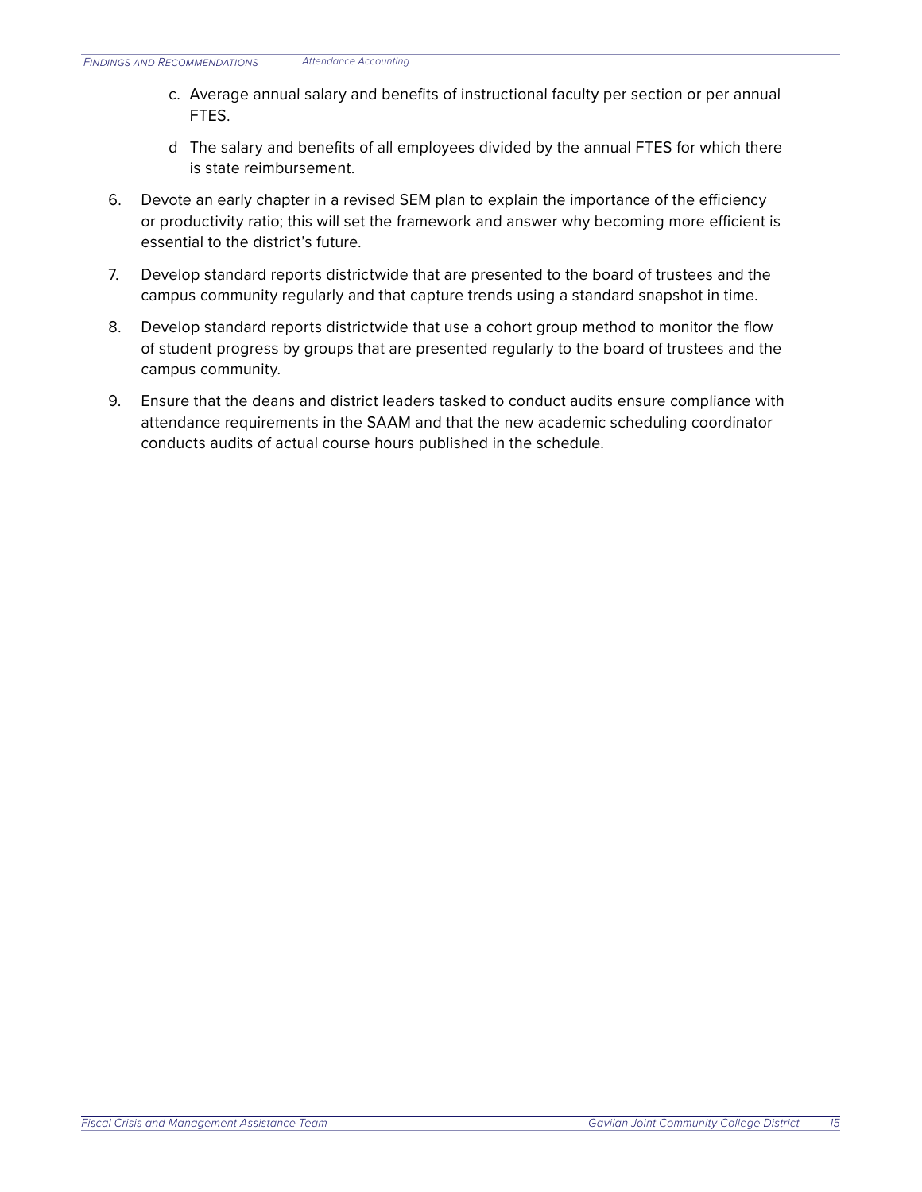c. Average annual salary and benefits of instructional faculty per section or per annual FTES.

    d The salary and benefits of all employees divided by the annual FTES for which there is state reimbursement.

6. Devote an early chapter in a revised SEM plan to explain the importance of the efficiency or productivity ratio; this will set the framework and answer why becoming more efficient is essential to the district's future.
7. Develop standard reports districtwide that are presented to the board of trustees and the campus community regularly and that capture trends using a standard snapshot in time.
8. Develop standard reports districtwide that use a cohort group method to monitor the flow of student progress by groups that are presented regularly to the board of trustees and the campus community.
9. Ensure that the deans and district leaders tasked to conduct audits ensure compliance with attendance requirements in the SAAM and that the new academic scheduling coordinator conducts audits of actual course hours published in the schedule.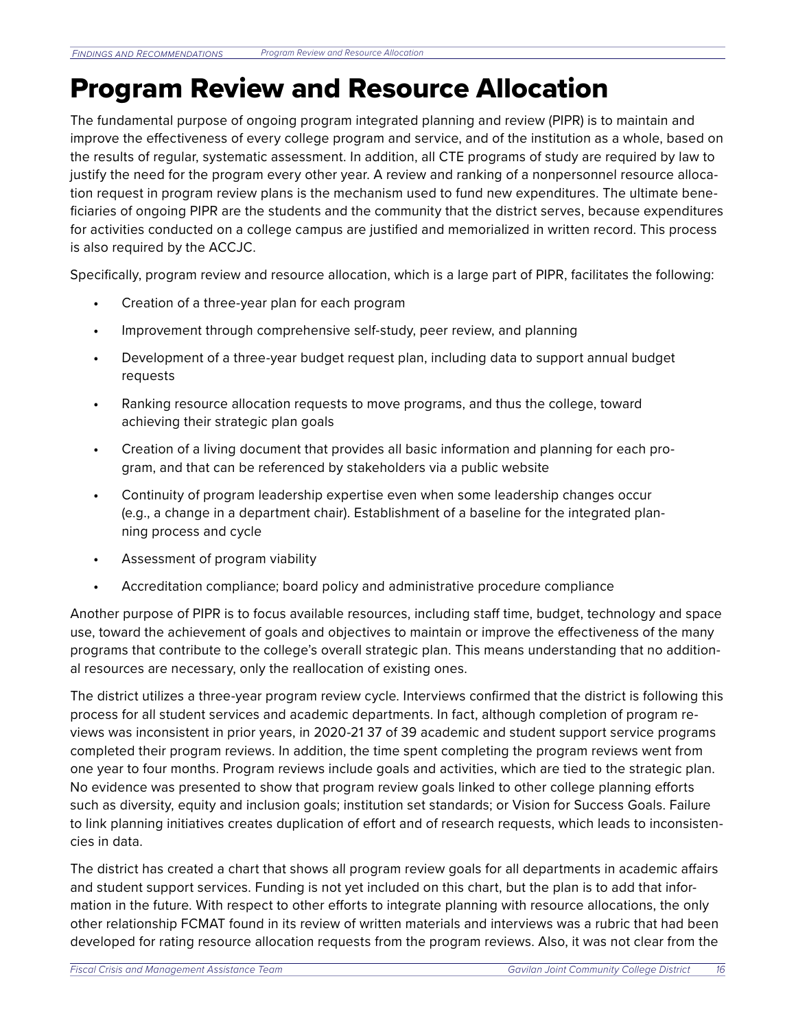# Program Review and Resource Allocation

The fundamental purpose of ongoing program integrated planning and review (PIPR) is to maintain and improve the effectiveness of every college program and service, and of the institution as a whole, based on the results of regular, systematic assessment. In addition, all CTE programs of study are required by law to justify the need for the program every other year. A review and ranking of a nonpersonnel resource allocation request in program review plans is the mechanism used to fund new expenditures. The ultimate beneficiaries of ongoing PIPR are the students and the community that the district serves, because expenditures for activities conducted on a college campus are justified and memorialized in written record. This process is also required by the ACCJC.

Specifically, program review and resource allocation, which is a large part of PIPR, facilitates the following:

- Creation of a three-year plan for each program
- Improvement through comprehensive self-study, peer review, and planning
- Development of a three-year budget request plan, including data to support annual budget requests
- Ranking resource allocation requests to move programs, and thus the college, toward achieving their strategic plan goals
- Creation of a living document that provides all basic information and planning for each program, and that can be referenced by stakeholders via a public website
- Continuity of program leadership expertise even when some leadership changes occur (e.g., a change in a department chair). Establishment of a baseline for the integrated planning process and cycle
- Assessment of program viability
- Accreditation compliance; board policy and administrative procedure compliance

Another purpose of PIPR is to focus available resources, including staff time, budget, technology and space use, toward the achievement of goals and objectives to maintain or improve the effectiveness of the many programs that contribute to the college's overall strategic plan. This means understanding that no additional resources are necessary, only the reallocation of existing ones.

The district utilizes a three-year program review cycle. Interviews confirmed that the district is following this process for all student services and academic departments. In fact, although completion of program reviews was inconsistent in prior years, in 2020-21 37 of 39 academic and student support service programs completed their program reviews. In addition, the time spent completing the program reviews went from one year to four months. Program reviews include goals and activities, which are tied to the strategic plan. No evidence was presented to show that program review goals linked to other college planning efforts such as diversity, equity and inclusion goals; institution set standards; or Vision for Success Goals. Failure to link planning initiatives creates duplication of effort and of research requests, which leads to inconsistencies in data.

The district has created a chart that shows all program review goals for all departments in academic affairs and student support services. Funding is not yet included on this chart, but the plan is to add that information in the future. With respect to other efforts to integrate planning with resource allocations, the only other relationship FCMAT found in its review of written materials and interviews was a rubric that had been developed for rating resource allocation requests from the program reviews. Also, it was not clear from the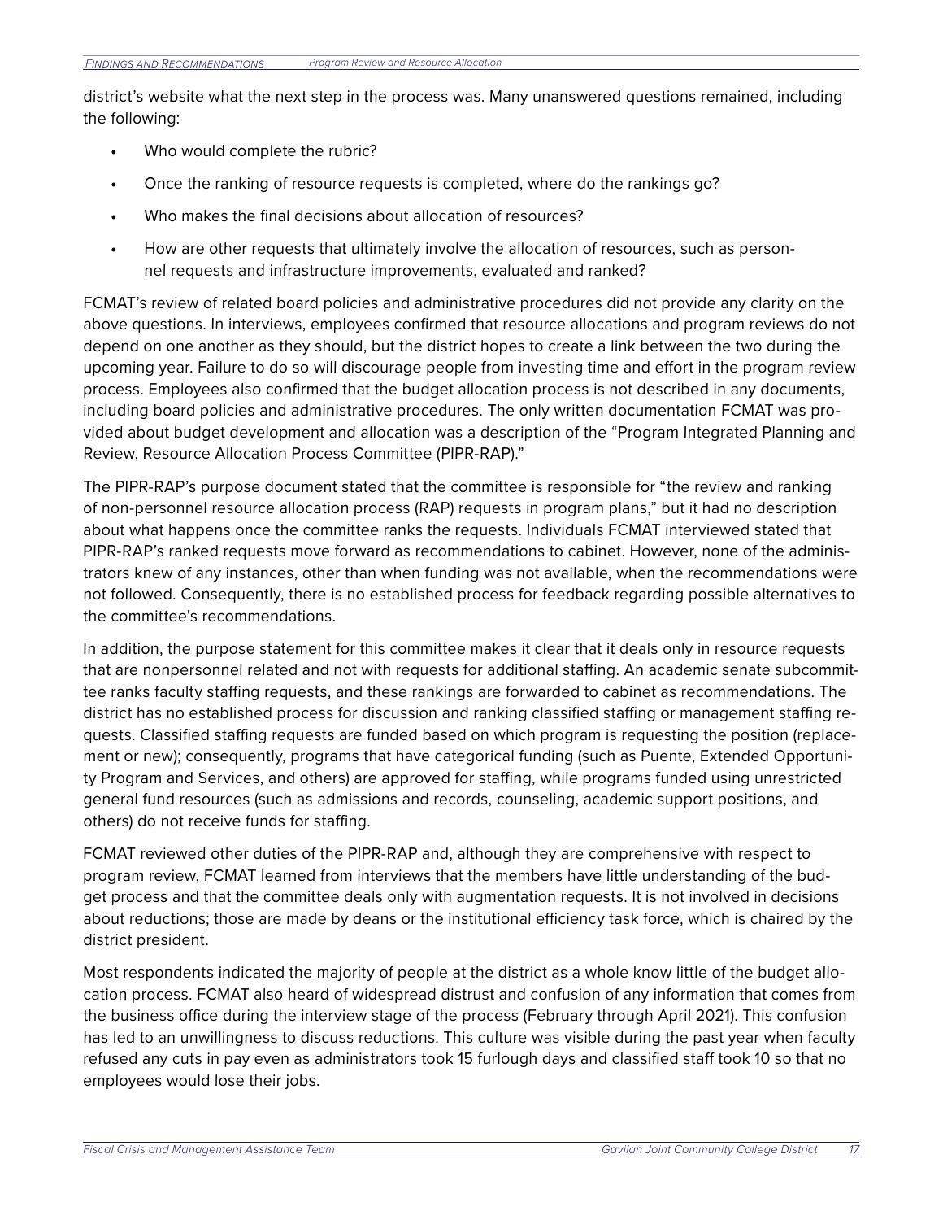district's website what the next step in the process was. Many unanswered questions remained, including the following:

- Who would complete the rubric?
- Once the ranking of resource requests is completed, where do the rankings go?
- Who makes the final decisions about allocation of resources?
- How are other requests that ultimately involve the allocation of resources, such as personnel requests and infrastructure improvements, evaluated and ranked?

FCMAT's review of related board policies and administrative procedures did not provide any clarity on the above questions. In interviews, employees confirmed that resource allocations and program reviews do not depend on one another as they should, but the district hopes to create a link between the two during the upcoming year. Failure to do so will discourage people from investing time and effort in the program review process. Employees also confirmed that the budget allocation process is not described in any documents, including board policies and administrative procedures. The only written documentation FCMAT was provided about budget development and allocation was a description of the "Program Integrated Planning and Review, Resource Allocation Process Committee (PIPR-RAP)."

The PIPR-RAP's purpose document stated that the committee is responsible for "the review and ranking of non-personnel resource allocation process (RAP) requests in program plans," but it had no description about what happens once the committee ranks the requests. Individuals FCMAT interviewed stated that PIPR-RAP's ranked requests move forward as recommendations to cabinet. However, none of the administrators knew of any instances, other than when funding was not available, when the recommendations were not followed. Consequently, there is no established process for feedback regarding possible alternatives to the committee's recommendations.

In addition, the purpose statement for this committee makes it clear that it deals only in resource requests that are nonpersonnel related and not with requests for additional staffing. An academic senate subcommittee ranks faculty staffing requests, and these rankings are forwarded to cabinet as recommendations. The district has no established process for discussion and ranking classified staffing or management staffing requests. Classified staffing requests are funded based on which program is requesting the position (replacement or new); consequently, programs that have categorical funding (such as Puente, Extended Opportunity Program and Services, and others) are approved for staffing, while programs funded using unrestricted general fund resources (such as admissions and records, counseling, academic support positions, and others) do not receive funds for staffing.

FCMAT reviewed other duties of the PIPR-RAP and, although they are comprehensive with respect to program review, FCMAT learned from interviews that the members have little understanding of the budget process and that the committee deals only with augmentation requests. It is not involved in decisions about reductions; those are made by deans or the institutional efficiency task force, which is chaired by the district president.

Most respondents indicated the majority of people at the district as a whole know little of the budget allocation process. FCMAT also heard of widespread distrust and confusion of any information that comes from the business office during the interview stage of the process (February through April 2021). This confusion has led to an unwillingness to discuss reductions. This culture was visible during the past year when faculty refused any cuts in pay even as administrators took 15 furlough days and classified staff took 10 so that no employees would lose their jobs.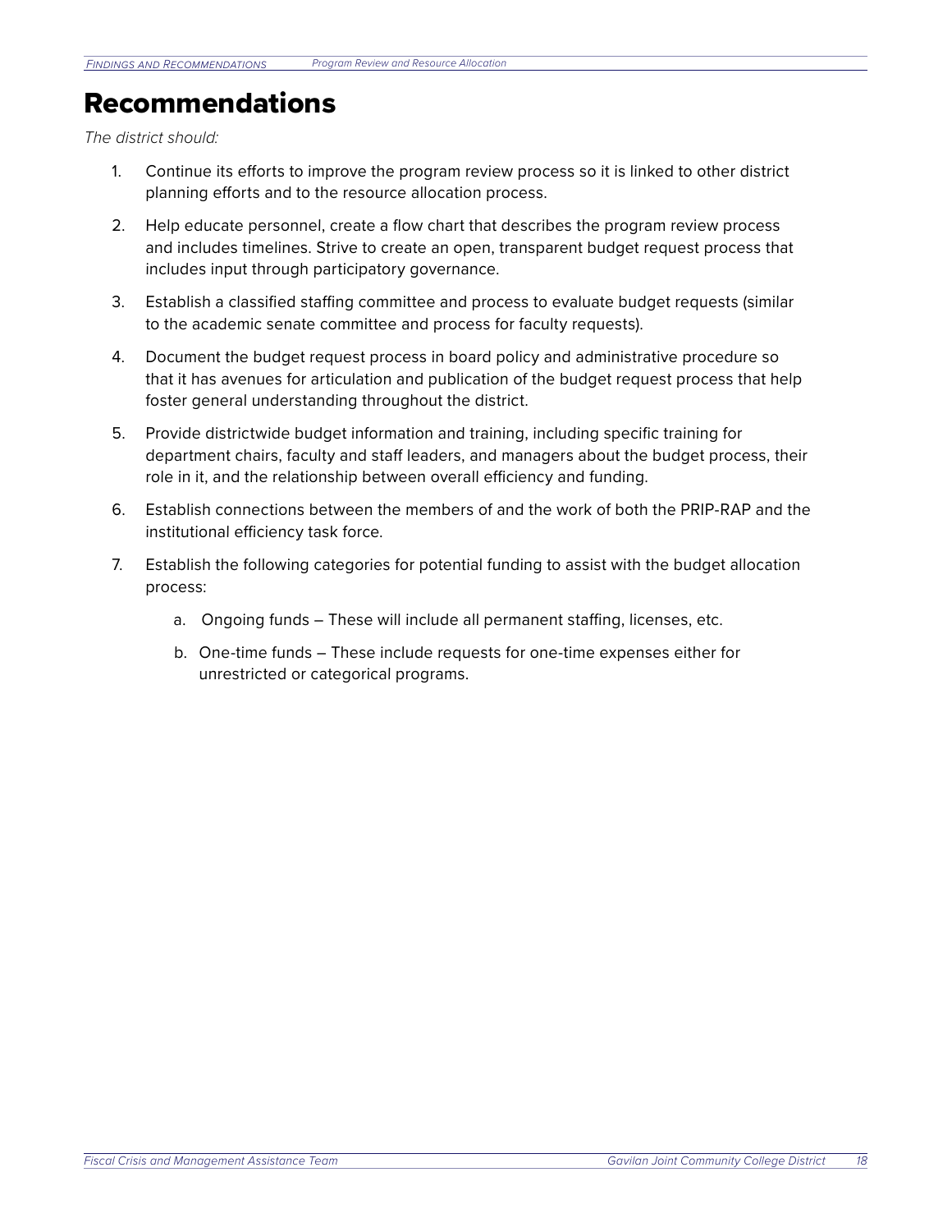# Recommendations

*The district should:*

1. Continue its efforts to improve the program review process so it is linked to other district planning efforts and to the resource allocation process.
2. Help educate personnel, create a flow chart that describes the program review process and includes timelines. Strive to create an open, transparent budget request process that includes input through participatory governance.
3. Establish a classified staffing committee and process to evaluate budget requests (similar to the academic senate committee and process for faculty requests).
4. Document the budget request process in board policy and administrative procedure so that it has avenues for articulation and publication of the budget request process that help foster general understanding throughout the district.
5. Provide districtwide budget information and training, including specific training for department chairs, faculty and staff leaders, and managers about the budget process, their role in it, and the relationship between overall efficiency and funding.
6. Establish connections between the members of and the work of both the PRIP-RAP and the institutional efficiency task force.
7. Establish the following categories for potential funding to assist with the budget allocation process:
   a. Ongoing funds – These will include all permanent staffing, licenses, etc.
   b. One-time funds – These include requests for one-time expenses either for unrestricted or categorical programs.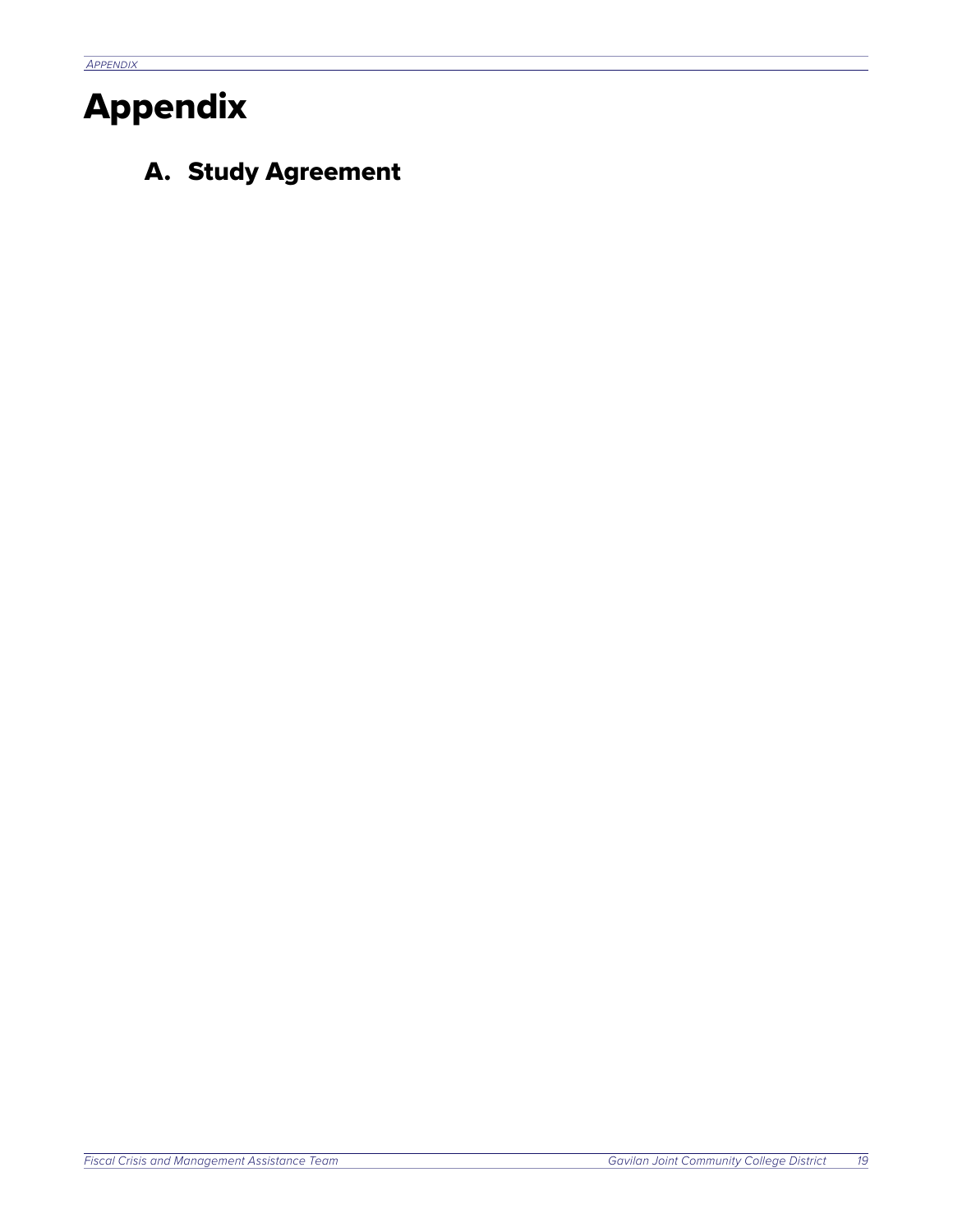# Appendix

## A. Study Agreement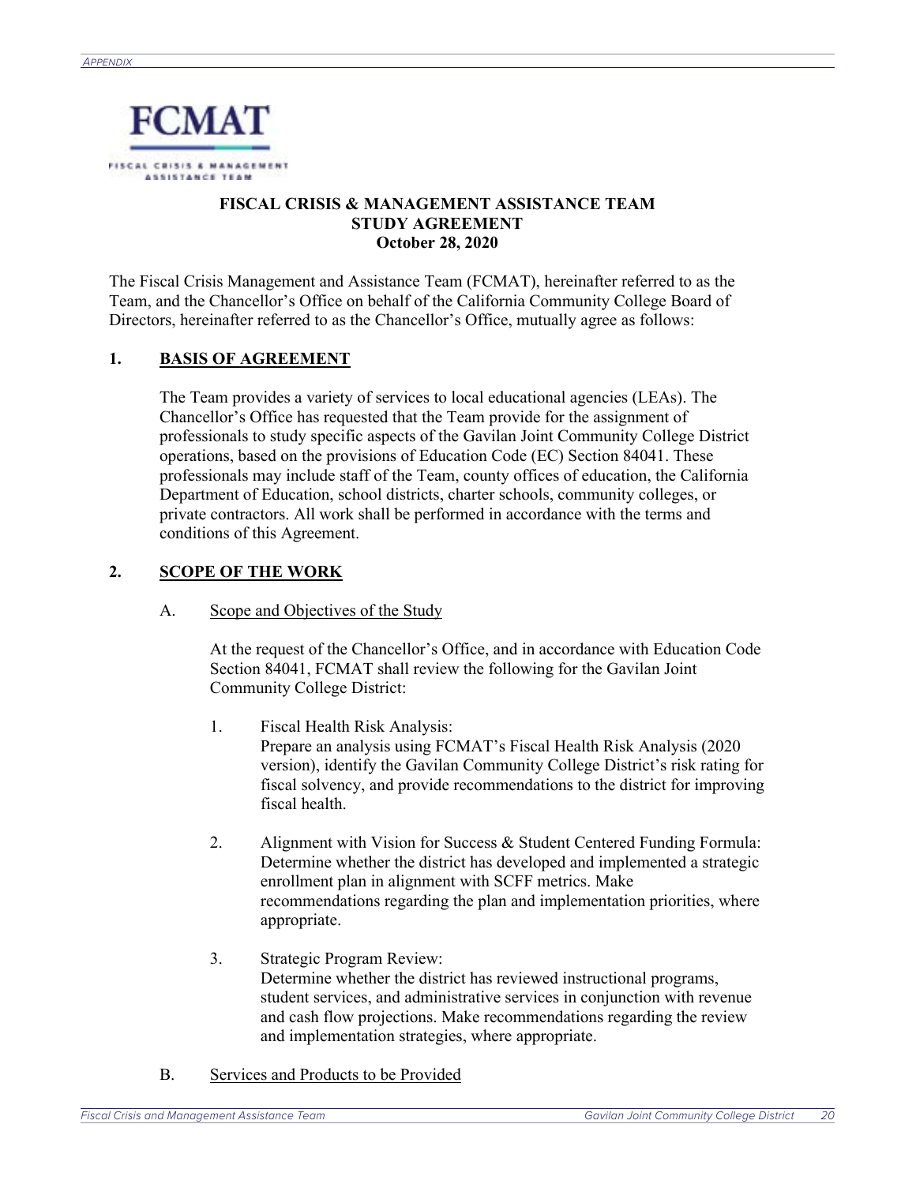FCMAT

FISCAL CRISIS & MANAGEMENT ASSISTANCE TEAM

**FISCAL CRISIS & MANAGEMENT ASSISTANCE TEAM**
**STUDY AGREEMENT**
**October 28, 2020**

The Fiscal Crisis Management and Assistance Team (FCMAT), hereinafter referred to as the Team, and the Chancellor's Office on behalf of the California Community College Board of Directors, hereinafter referred to as the Chancellor's Office, mutually agree as follows:

## 1. BASIS OF AGREEMENT

The Team provides a variety of services to local educational agencies (LEAs). The Chancellor's Office has requested that the Team provide for the assignment of professionals to study specific aspects of the Gavilan Joint Community College District operations, based on the provisions of Education Code (EC) Section 84041. These professionals may include staff of the Team, county offices of education, the California Department of Education, school districts, charter schools, community colleges, or private contractors. All work shall be performed in accordance with the terms and conditions of this Agreement.

## 2. SCOPE OF THE WORK

### A. Scope and Objectives of the Study

At the request of the Chancellor's Office, and in accordance with Education Code Section 84041, FCMAT shall review the following for the Gavilan Joint Community College District:

1. Fiscal Health Risk Analysis:
   Prepare an analysis using FCMAT's Fiscal Health Risk Analysis (2020 version), identify the Gavilan Community College District's risk rating for fiscal solvency, and provide recommendations to the district for improving fiscal health.

2. Alignment with Vision for Success & Student Centered Funding Formula:
   Determine whether the district has developed and implemented a strategic enrollment plan in alignment with SCFF metrics. Make recommendations regarding the plan and implementation priorities, where appropriate.

3. Strategic Program Review:
   Determine whether the district has reviewed instructional programs, student services, and administrative services in conjunction with revenue and cash flow projections. Make recommendations regarding the review and implementation strategies, where appropriate.

### B. Services and Products to be Provided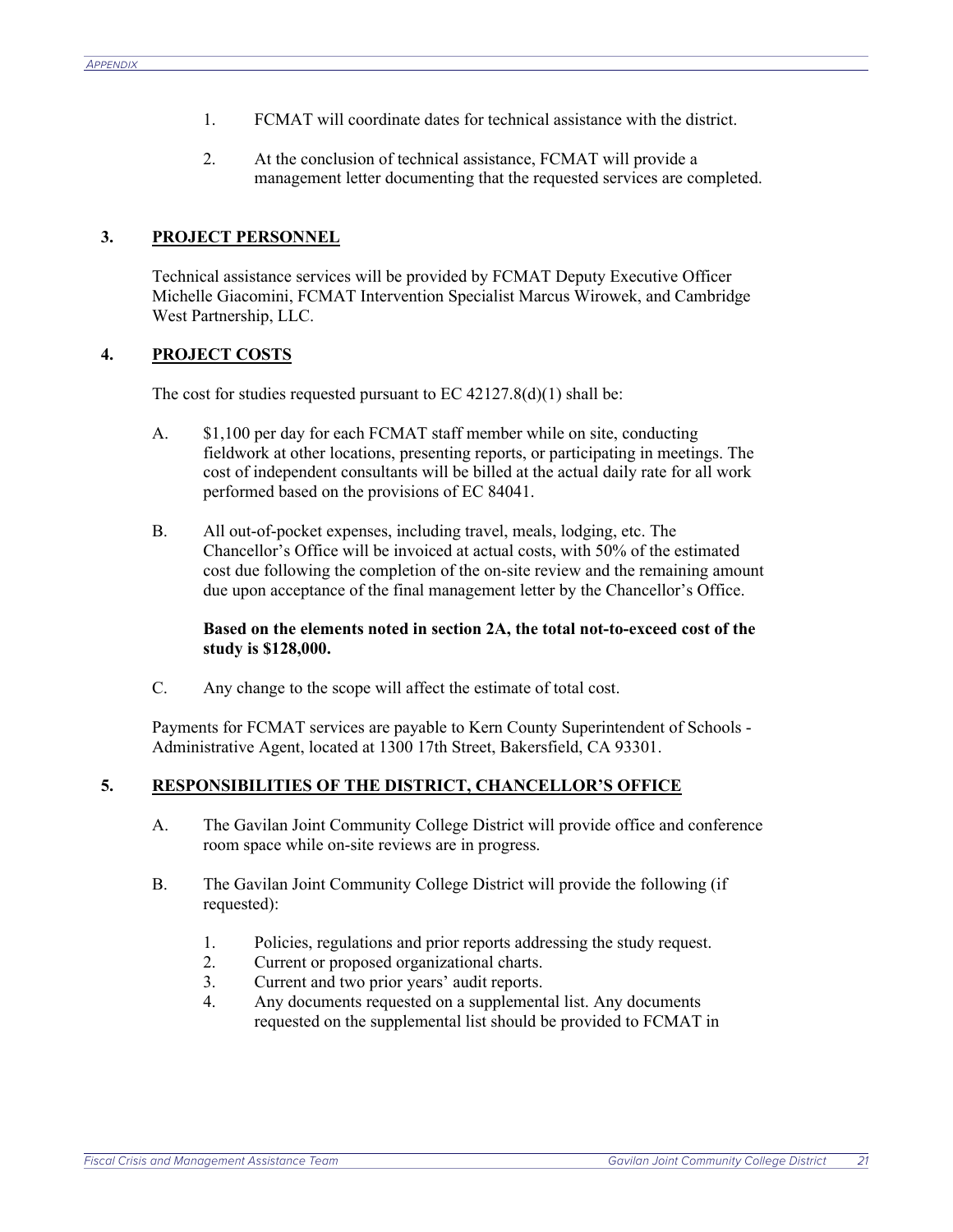1. FCMAT will coordinate dates for technical assistance with the district.

2. At the conclusion of technical assistance, FCMAT will provide a management letter documenting that the requested services are completed.

### 3. PROJECT PERSONNEL

Technical assistance services will be provided by FCMAT Deputy Executive Officer Michelle Giacomini, FCMAT Intervention Specialist Marcus Wirowek, and Cambridge West Partnership, LLC.

### 4. PROJECT COSTS

The cost for studies requested pursuant to EC 42127.8(d)(1) shall be:

A. $1,100 per day for each FCMAT staff member while on site, conducting fieldwork at other locations, presenting reports, or participating in meetings. The cost of independent consultants will be billed at the actual daily rate for all work performed based on the provisions of EC 84041.

B. All out-of-pocket expenses, including travel, meals, lodging, etc. The Chancellor's Office will be invoiced at actual costs, with 50% of the estimated cost due following the completion of the on-site review and the remaining amount due upon acceptance of the final management letter by the Chancellor's Office.

**Based on the elements noted in section 2A, the total not-to-exceed cost of the study is $128,000.**

C. Any change to the scope will affect the estimate of total cost.

Payments for FCMAT services are payable to Kern County Superintendent of Schools - Administrative Agent, located at 1300 17th Street, Bakersfield, CA 93301.

### 5. RESPONSIBILITIES OF THE DISTRICT, CHANCELLOR'S OFFICE

A. The Gavilan Joint Community College District will provide office and conference room space while on-site reviews are in progress.

B. The Gavilan Joint Community College District will provide the following (if requested):

1. Policies, regulations and prior reports addressing the study request.
2. Current or proposed organizational charts.
3. Current and two prior years' audit reports.
4. Any documents requested on a supplemental list. Any documents requested on the supplemental list should be provided to FCMAT in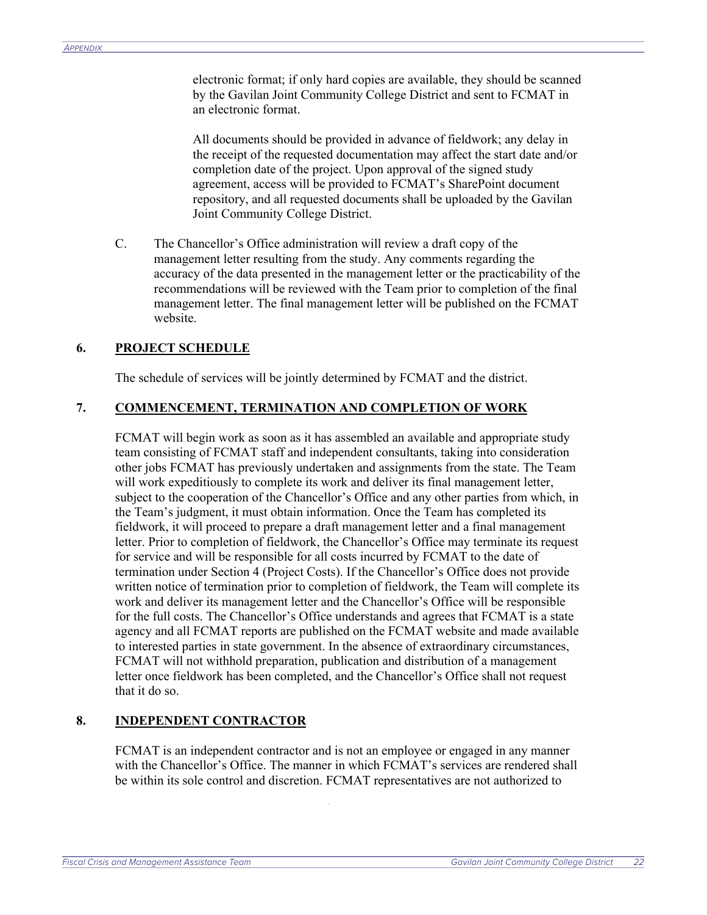electronic format; if only hard copies are available, they should be scanned by the Gavilan Joint Community College District and sent to FCMAT in an electronic format.

All documents should be provided in advance of fieldwork; any delay in the receipt of the requested documentation may affect the start date and/or completion date of the project. Upon approval of the signed study agreement, access will be provided to FCMAT's SharePoint document repository, and all requested documents shall be uploaded by the Gavilan Joint Community College District.

C. The Chancellor's Office administration will review a draft copy of the management letter resulting from the study. Any comments regarding the accuracy of the data presented in the management letter or the practicability of the recommendations will be reviewed with the Team prior to completion of the final management letter. The final management letter will be published on the FCMAT website.

**6. PROJECT SCHEDULE**

The schedule of services will be jointly determined by FCMAT and the district.

**7. COMMENCEMENT, TERMINATION AND COMPLETION OF WORK**

FCMAT will begin work as soon as it has assembled an available and appropriate study team consisting of FCMAT staff and independent consultants, taking into consideration other jobs FCMAT has previously undertaken and assignments from the state. The Team will work expeditiously to complete its work and deliver its final management letter, subject to the cooperation of the Chancellor's Office and any other parties from which, in the Team's judgment, it must obtain information. Once the Team has completed its fieldwork, it will proceed to prepare a draft management letter and a final management letter. Prior to completion of fieldwork, the Chancellor's Office may terminate its request for service and will be responsible for all costs incurred by FCMAT to the date of termination under Section 4 (Project Costs). If the Chancellor's Office does not provide written notice of termination prior to completion of fieldwork, the Team will complete its work and deliver its management letter and the Chancellor's Office will be responsible for the full costs. The Chancellor's Office understands and agrees that FCMAT is a state agency and all FCMAT reports are published on the FCMAT website and made available to interested parties in state government. In the absence of extraordinary circumstances, FCMAT will not withhold preparation, publication and distribution of a management letter once fieldwork has been completed, and the Chancellor's Office shall not request that it do so.

**8. INDEPENDENT CONTRACTOR**

FCMAT is an independent contractor and is not an employee or engaged in any manner with the Chancellor's Office. The manner in which FCMAT's services are rendered shall be within its sole control and discretion. FCMAT representatives are not authorized to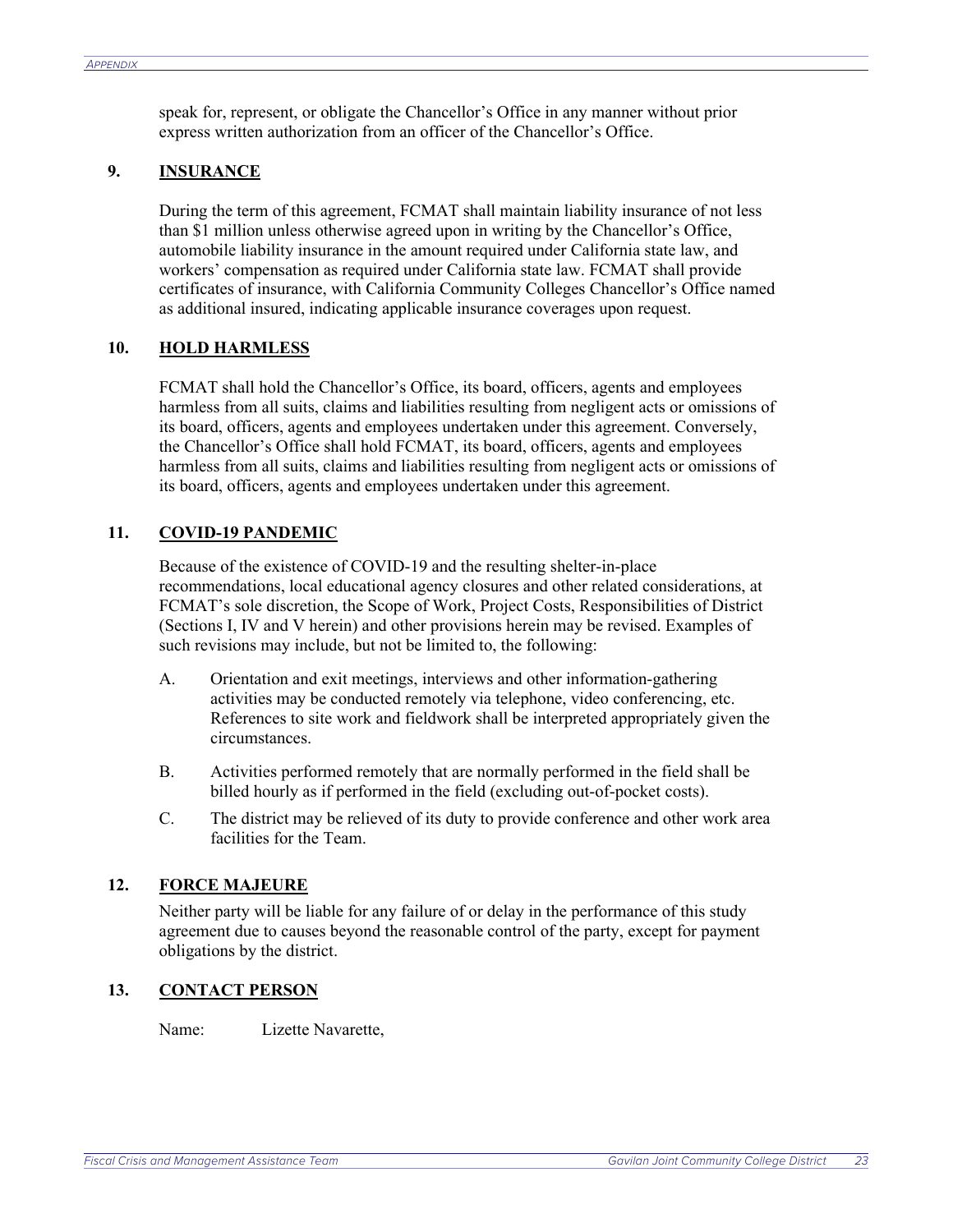speak for, represent, or obligate the Chancellor's Office in any manner without prior express written authorization from an officer of the Chancellor's Office.

## 9. INSURANCE

During the term of this agreement, FCMAT shall maintain liability insurance of not less than $1 million unless otherwise agreed upon in writing by the Chancellor's Office, automobile liability insurance in the amount required under California state law, and workers' compensation as required under California state law. FCMAT shall provide certificates of insurance, with California Community Colleges Chancellor's Office named as additional insured, indicating applicable insurance coverages upon request.

## 10. HOLD HARMLESS

FCMAT shall hold the Chancellor's Office, its board, officers, agents and employees harmless from all suits, claims and liabilities resulting from negligent acts or omissions of its board, officers, agents and employees undertaken under this agreement. Conversely, the Chancellor's Office shall hold FCMAT, its board, officers, agents and employees harmless from all suits, claims and liabilities resulting from negligent acts or omissions of its board, officers, agents and employees undertaken under this agreement.

## 11. COVID-19 PANDEMIC

Because of the existence of COVID-19 and the resulting shelter-in-place recommendations, local educational agency closures and other related considerations, at FCMAT's sole discretion, the Scope of Work, Project Costs, Responsibilities of District (Sections I, IV and V herein) and other provisions herein may be revised. Examples of such revisions may include, but not be limited to, the following:

A. Orientation and exit meetings, interviews and other information-gathering activities may be conducted remotely via telephone, video conferencing, etc. References to site work and fieldwork shall be interpreted appropriately given the circumstances.

B. Activities performed remotely that are normally performed in the field shall be billed hourly as if performed in the field (excluding out-of-pocket costs).

C. The district may be relieved of its duty to provide conference and other work area facilities for the Team.

## 12. FORCE MAJEURE

Neither party will be liable for any failure of or delay in the performance of this study agreement due to causes beyond the reasonable control of the party, except for payment obligations by the district.

## 13. CONTACT PERSON

Name: Lizette Navarette,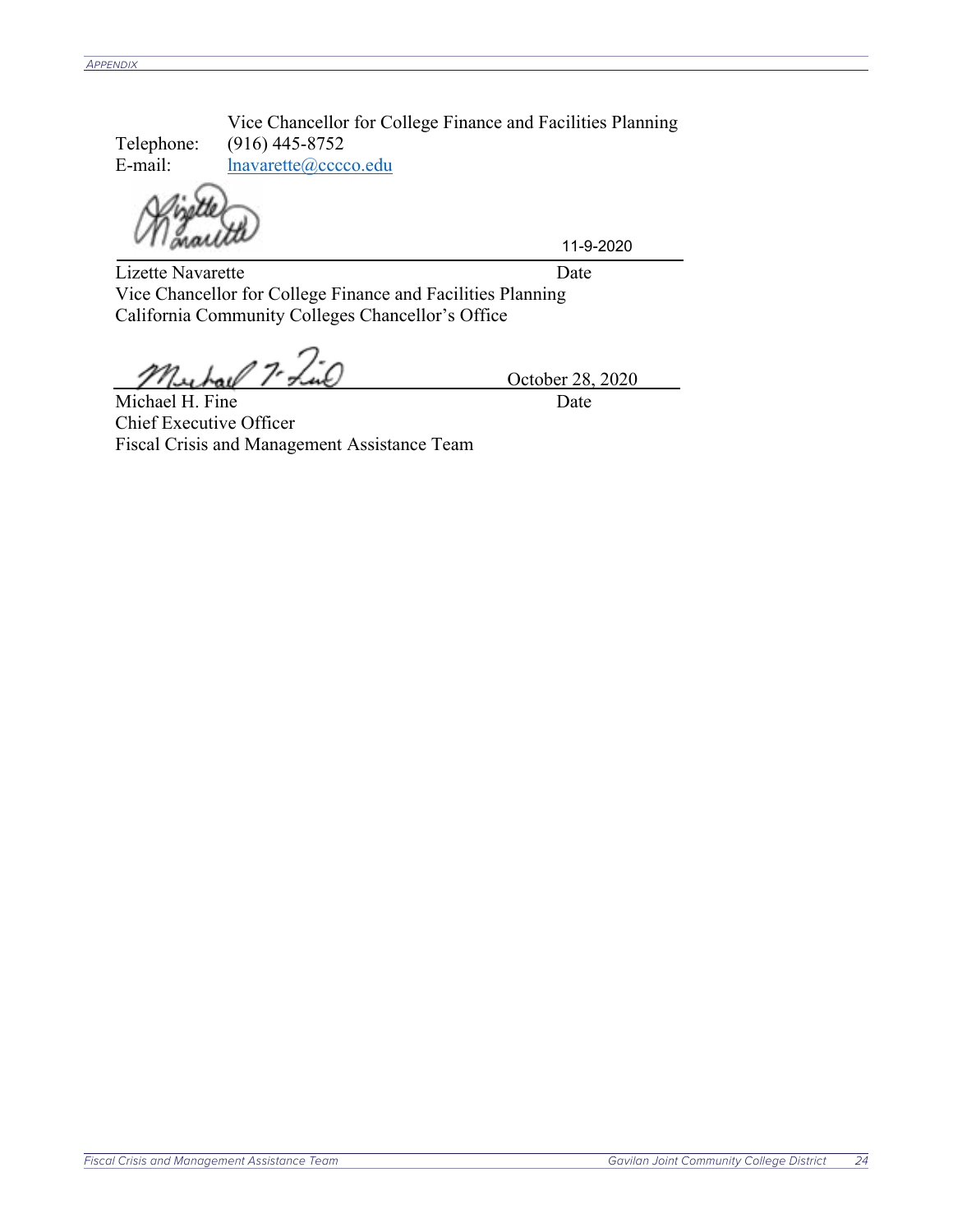Vice Chancellor for College Finance and Facilities Planning
Telephone: (916) 445-8752
E-mail: lnavarette@cccco.edu

11-9-2020

Lizette Navarette Date
Vice Chancellor for College Finance and Facilities Planning
California Community Colleges Chancellor's Office

October 28, 2020

Michael H. Fine Date
Chief Executive Officer
Fiscal Crisis and Management Assistance Team